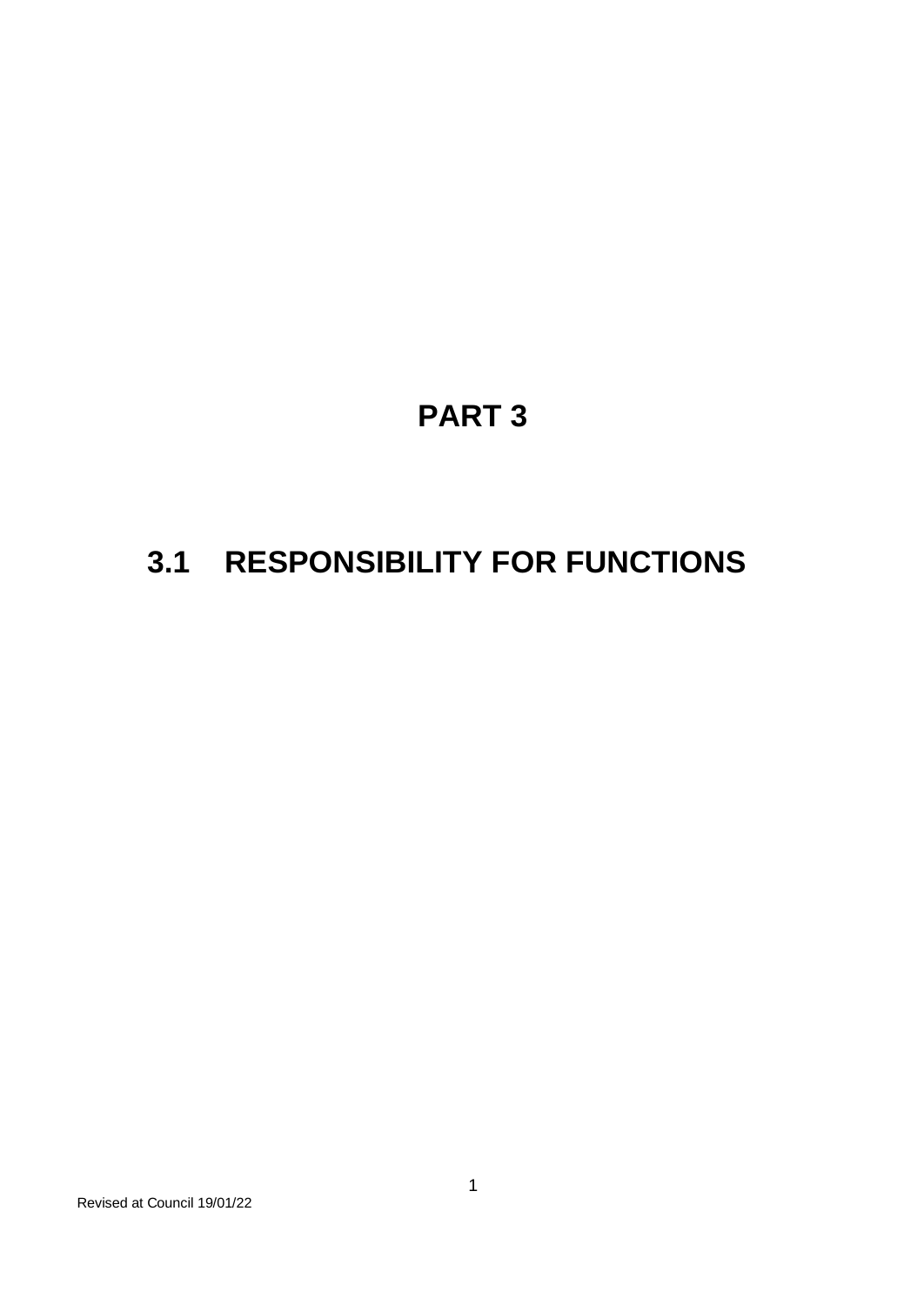# PART 3

## 3.1 RESPONSIBILITY FOR FUNCTIONS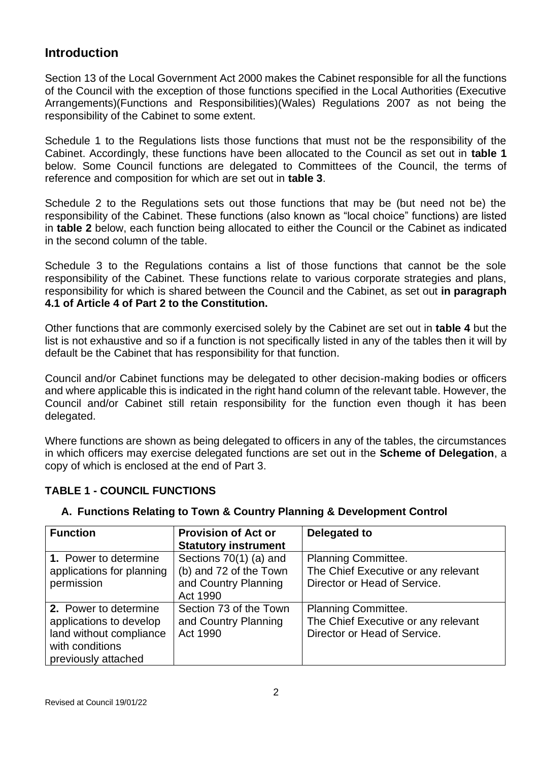## Introduction

Section 13 of the Local Government Act 2000 makes the Cabinet responsible for all the functions of the Council with the exception of those functions specified in the Local Authorities (Executive Arrangements)(Functions and Responsibilities)(Wales) Regulations 2007 as not being the responsibility of the Cabinet to some extent.

Schedule 1 to the Regulations lists those functions that must not be the responsibility of the Cabinet. Accordingly, these functions have been allocated to the Council as set out in **table 1** below. Some Council functions are delegated to Committees of the Council, the terms of reference and composition for which are set out in **table 3**.

Schedule 2 to the Regulations sets out those functions that may be (but need not be) the responsibility of the Cabinet. These functions (also known as "local choice" functions) are listed in **table 2** below, each function being allocated to either the Council or the Cabinet as indicated in the second column of the table.

Schedule 3 to the Regulations contains a list of those functions that cannot be the sole responsibility of the Cabinet. These functions relate to various corporate strategies and plans, responsibility for which is shared between the Council and the Cabinet, as set out **in paragraph 4.1 of Article 4 of Part 2 to the Constitution.**

Other functions that are commonly exercised solely by the Cabinet are set out in **table 4** but the list is not exhaustive and so if a function is not specifically listed in any of the tables then it will by default be the Cabinet that has responsibility for that function.

Council and/or Cabinet functions may be delegated to other decision-making bodies or officers and where applicable this is indicated in the right hand column of the relevant table. However, the Council and/or Cabinet still retain responsibility for the function even though it has been delegated.

Where functions are shown as being delegated to officers in any of the tables, the circumstances in which officers may exercise delegated functions are set out in the **Scheme of Delegation**, a copy of which is enclosed at the end of Part 3.

### TABLE 1 - COUNCIL FUNCTIONS

#### A. Functions Relating to Town & Country Planning & Development Control

| Function | Provision of Act or Statutory instrument | Delegated to |
|---|---|---|
| **1.** Power to determine applications for planning permission | Sections 70(1) (a) and (b) and 72 of the Town and Country Planning Act 1990 | Planning Committee. The Chief Executive or any relevant Director or Head of Service. |
| **2.** Power to determine applications to develop land without compliance with conditions previously attached | Section 73 of the Town and Country Planning Act 1990 | Planning Committee. The Chief Executive or any relevant Director or Head of Service. |

Revised at Council 19/01/22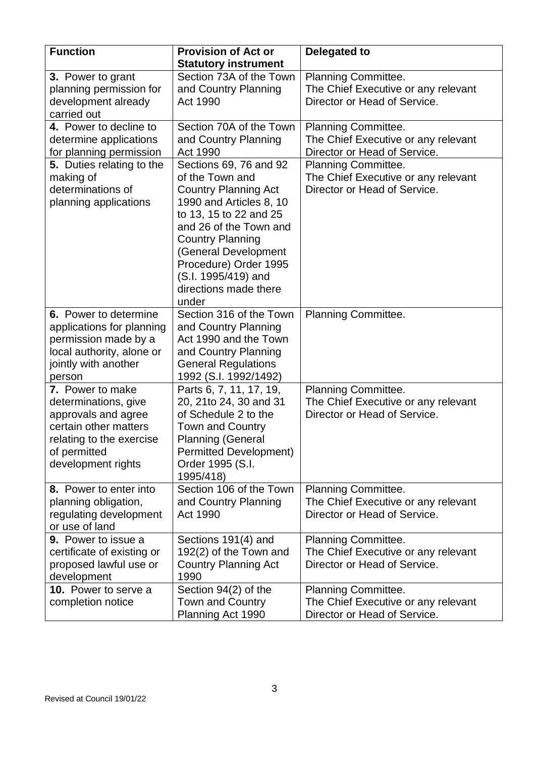| Function | Provision of Act or Statutory instrument | Delegated to |
| --- | --- | --- |
| **3.** Power to grant planning permission for development already carried out | Section 73A of the Town and Country Planning Act 1990 | Planning Committee. The Chief Executive or any relevant Director or Head of Service. |
| **4.** Power to decline to determine applications for planning permission | Section 70A of the Town and Country Planning Act 1990 | Planning Committee. The Chief Executive or any relevant Director or Head of Service. |
| **5.** Duties relating to the making of determinations of planning applications | Sections 69, 76 and 92 of the Town and Country Planning Act 1990 and Articles 8, 10 to 13, 15 to 22 and 25 and 26 of the Town and Country Planning (General Development Procedure) Order 1995 (S.I. 1995/419) and directions made there under | Planning Committee. The Chief Executive or any relevant Director or Head of Service. |
| **6.** Power to determine applications for planning permission made by a local authority, alone or jointly with another person | Section 316 of the Town and Country Planning Act 1990 and the Town and Country Planning General Regulations 1992 (S.I. 1992/1492) | Planning Committee. |
| **7.** Power to make determinations, give approvals and agree certain other matters relating to the exercise of permitted development rights | Parts 6, 7, 11, 17, 19, 20, 21to 24, 30 and 31 of Schedule 2 to the Town and Country Planning (General Permitted Development) Order 1995 (S.I. 1995/418) | Planning Committee. The Chief Executive or any relevant Director or Head of Service. |
| **8.** Power to enter into planning obligation, regulating development or use of land | Section 106 of the Town and Country Planning Act 1990 | Planning Committee. The Chief Executive or any relevant Director or Head of Service. |
| **9.** Power to issue a certificate of existing or proposed lawful use or development | Sections 191(4) and 192(2) of the Town and Country Planning Act 1990 | Planning Committee. The Chief Executive or any relevant Director or Head of Service. |
| **10.** Power to serve a completion notice | Section 94(2) of the Town and Country Planning Act 1990 | Planning Committee. The Chief Executive or any relevant Director or Head of Service. |

Revised at Council 19/01/22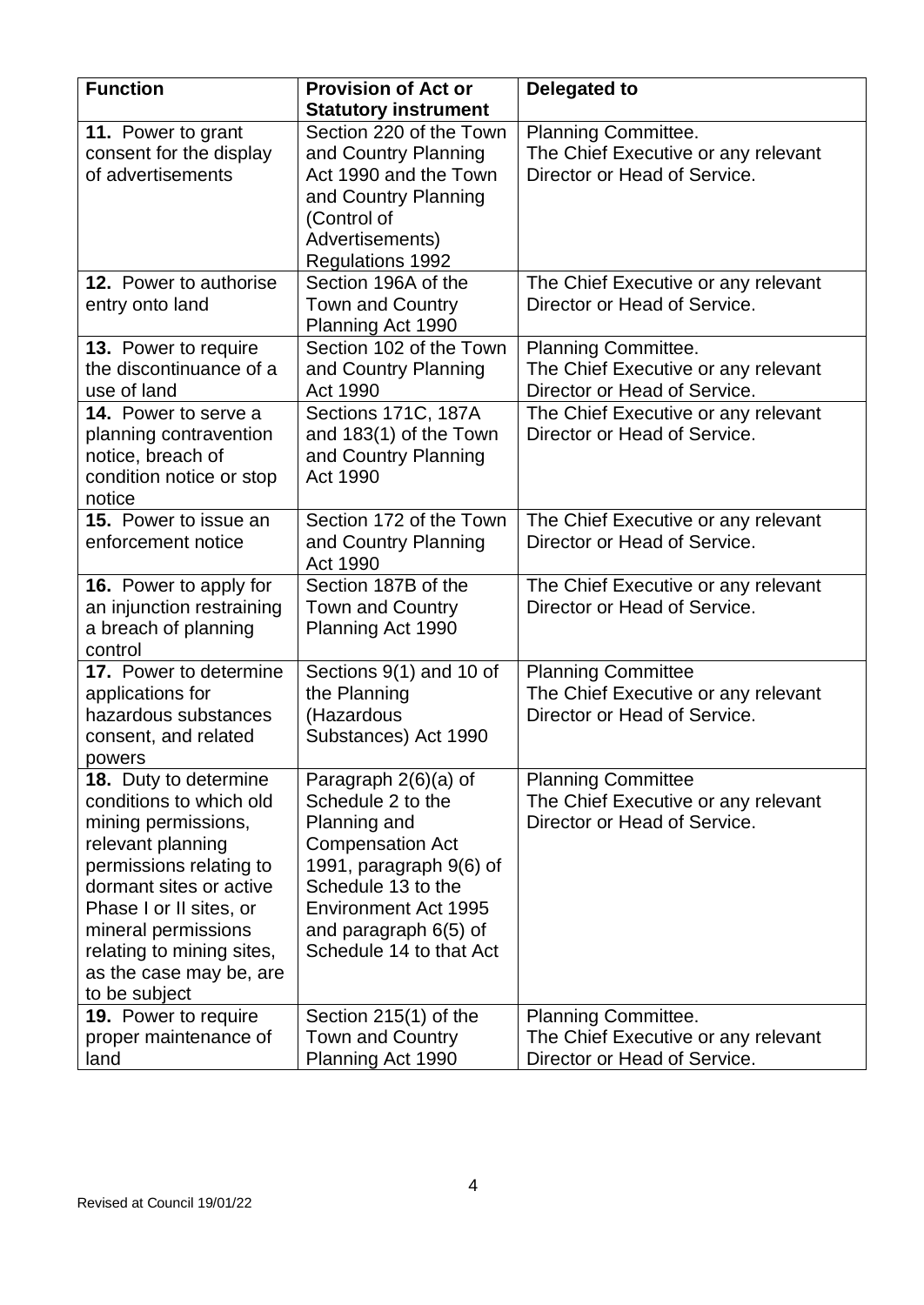| Function | Provision of Act or Statutory instrument | Delegated to |
|---|---|---|
| **11.** Power to grant consent for the display of advertisements | Section 220 of the Town and Country Planning Act 1990 and the Town and Country Planning (Control of Advertisements) Regulations 1992 | Planning Committee. The Chief Executive or any relevant Director or Head of Service. |
| **12.** Power to authorise entry onto land | Section 196A of the Town and Country Planning Act 1990 | The Chief Executive or any relevant Director or Head of Service. |
| **13.** Power to require the discontinuance of a use of land | Section 102 of the Town and Country Planning Act 1990 | Planning Committee. The Chief Executive or any relevant Director or Head of Service. |
| **14.** Power to serve a planning contravention notice, breach of condition notice or stop notice | Sections 171C, 187A and 183(1) of the Town and Country Planning Act 1990 | The Chief Executive or any relevant Director or Head of Service. |
| **15.** Power to issue an enforcement notice | Section 172 of the Town and Country Planning Act 1990 | The Chief Executive or any relevant Director or Head of Service. |
| **16.** Power to apply for an injunction restraining a breach of planning control | Section 187B of the Town and Country Planning Act 1990 | The Chief Executive or any relevant Director or Head of Service. |
| **17.** Power to determine applications for hazardous substances consent, and related powers | Sections 9(1) and 10 of the Planning (Hazardous Substances) Act 1990 | Planning Committee The Chief Executive or any relevant Director or Head of Service. |
| **18.** Duty to determine conditions to which old mining permissions, relevant planning permissions relating to dormant sites or active Phase I or II sites, or mineral permissions relating to mining sites, as the case may be, are to be subject | Paragraph 2(6)(a) of Schedule 2 to the Planning and Compensation Act 1991, paragraph 9(6) of Schedule 13 to the Environment Act 1995 and paragraph 6(5) of Schedule 14 to that Act | Planning Committee The Chief Executive or any relevant Director or Head of Service. |
| **19.** Power to require proper maintenance of land | Section 215(1) of the Town and Country Planning Act 1990 | Planning Committee. The Chief Executive or any relevant Director or Head of Service. |

Revised at Council 19/01/22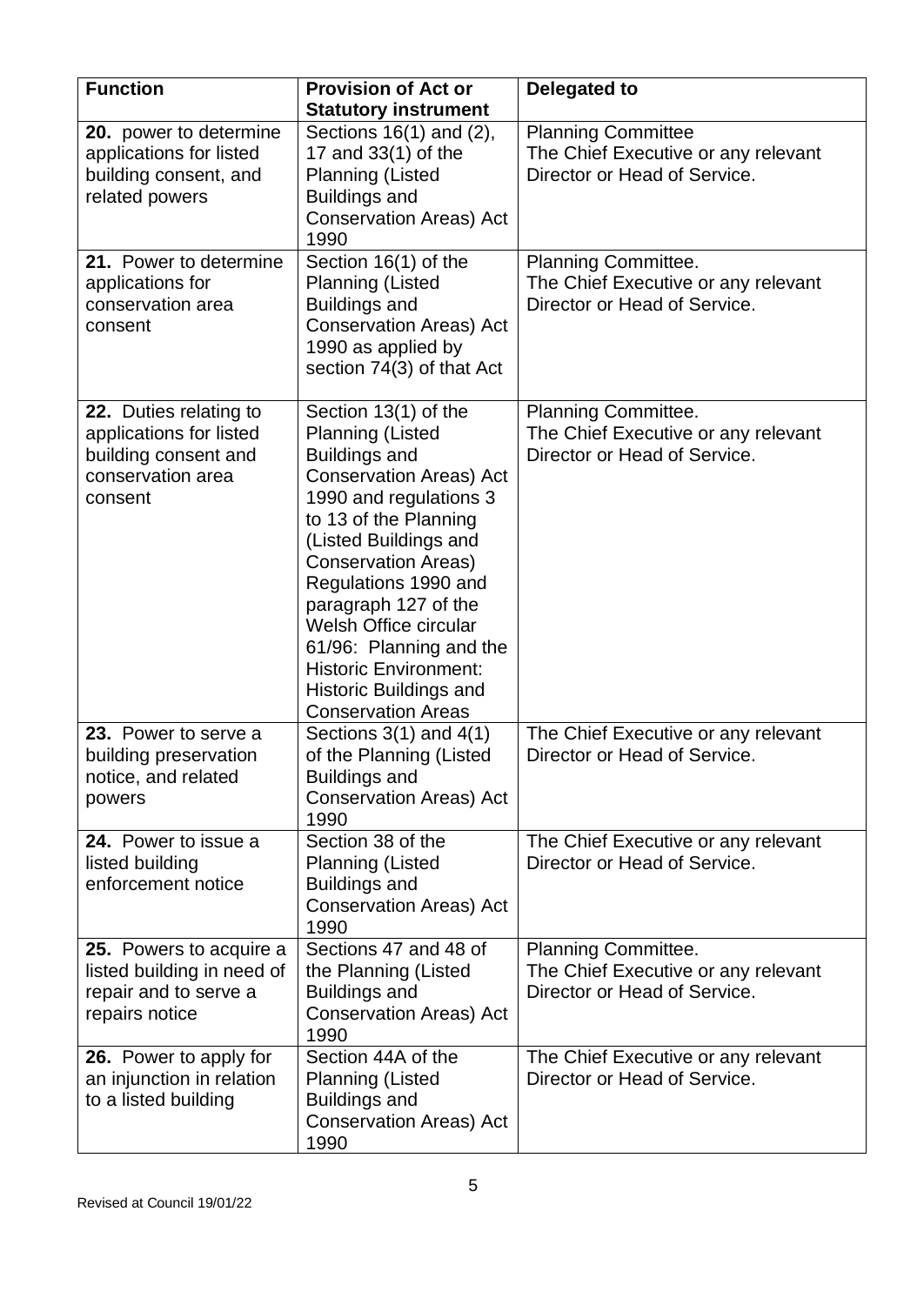| Function | Provision of Act or Statutory instrument | Delegated to |
|---|---|---|
| **20.** power to determine applications for listed building consent, and related powers | Sections 16(1) and (2), 17 and 33(1) of the Planning (Listed Buildings and Conservation Areas) Act 1990 | Planning Committee<br>The Chief Executive or any relevant Director or Head of Service. |
| **21.** Power to determine applications for conservation area consent | Section 16(1) of the Planning (Listed Buildings and Conservation Areas) Act 1990 as applied by section 74(3) of that Act | Planning Committee.<br>The Chief Executive or any relevant Director or Head of Service. |
| **22.** Duties relating to applications for listed building consent and conservation area consent | Section 13(1) of the Planning (Listed Buildings and Conservation Areas) Act 1990 and regulations 3 to 13 of the Planning (Listed Buildings and Conservation Areas) Regulations 1990 and paragraph 127 of the Welsh Office circular 61/96: Planning and the Historic Environment: Historic Buildings and Conservation Areas | Planning Committee.<br>The Chief Executive or any relevant Director or Head of Service. |
| **23.** Power to serve a building preservation notice, and related powers | Sections 3(1) and 4(1) of the Planning (Listed Buildings and Conservation Areas) Act 1990 | The Chief Executive or any relevant Director or Head of Service. |
| **24.** Power to issue a listed building enforcement notice | Section 38 of the Planning (Listed Buildings and Conservation Areas) Act 1990 | The Chief Executive or any relevant Director or Head of Service. |
| **25.** Powers to acquire a listed building in need of repair and to serve a repairs notice | Sections 47 and 48 of the Planning (Listed Buildings and Conservation Areas) Act 1990 | Planning Committee.<br>The Chief Executive or any relevant Director or Head of Service. |
| **26.** Power to apply for an injunction in relation to a listed building | Section 44A of the Planning (Listed Buildings and Conservation Areas) Act 1990 | The Chief Executive or any relevant Director or Head of Service. |

Revised at Council 19/01/22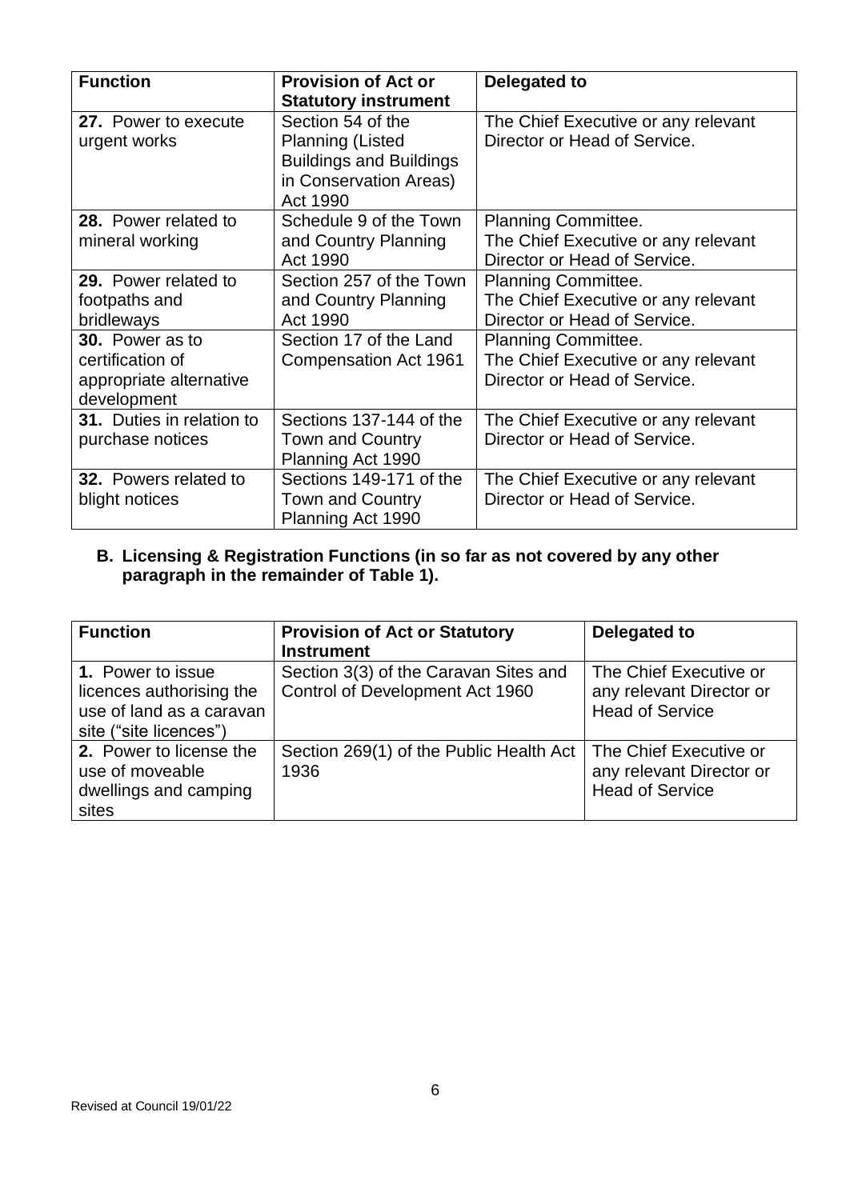| Function | Provision of Act or Statutory instrument | Delegated to |
|---|---|---|
| **27.** Power to execute urgent works | Section 54 of the Planning (Listed Buildings and Buildings in Conservation Areas) Act 1990 | The Chief Executive or any relevant Director or Head of Service. |
| **28.** Power related to mineral working | Schedule 9 of the Town and Country Planning Act 1990 | Planning Committee. The Chief Executive or any relevant Director or Head of Service. |
| **29.** Power related to footpaths and bridleways | Section 257 of the Town and Country Planning Act 1990 | Planning Committee. The Chief Executive or any relevant Director or Head of Service. |
| **30.** Power as to certification of appropriate alternative development | Section 17 of the Land Compensation Act 1961 | Planning Committee. The Chief Executive or any relevant Director or Head of Service. |
| **31.** Duties in relation to purchase notices | Sections 137-144 of the Town and Country Planning Act 1990 | The Chief Executive or any relevant Director or Head of Service. |
| **32.** Powers related to blight notices | Sections 149-171 of the Town and Country Planning Act 1990 | The Chief Executive or any relevant Director or Head of Service. |

**B. Licensing & Registration Functions (in so far as not covered by any other paragraph in the remainder of Table 1).**

| Function | Provision of Act or Statutory Instrument | Delegated to |
|---|---|---|
| **1.** Power to issue licences authorising the use of land as a caravan site ("site licences") | Section 3(3) of the Caravan Sites and Control of Development Act 1960 | The Chief Executive or any relevant Director or Head of Service |
| **2.** Power to license the use of moveable dwellings and camping sites | Section 269(1) of the Public Health Act 1936 | The Chief Executive or any relevant Director or Head of Service |

Revised at Council 19/01/22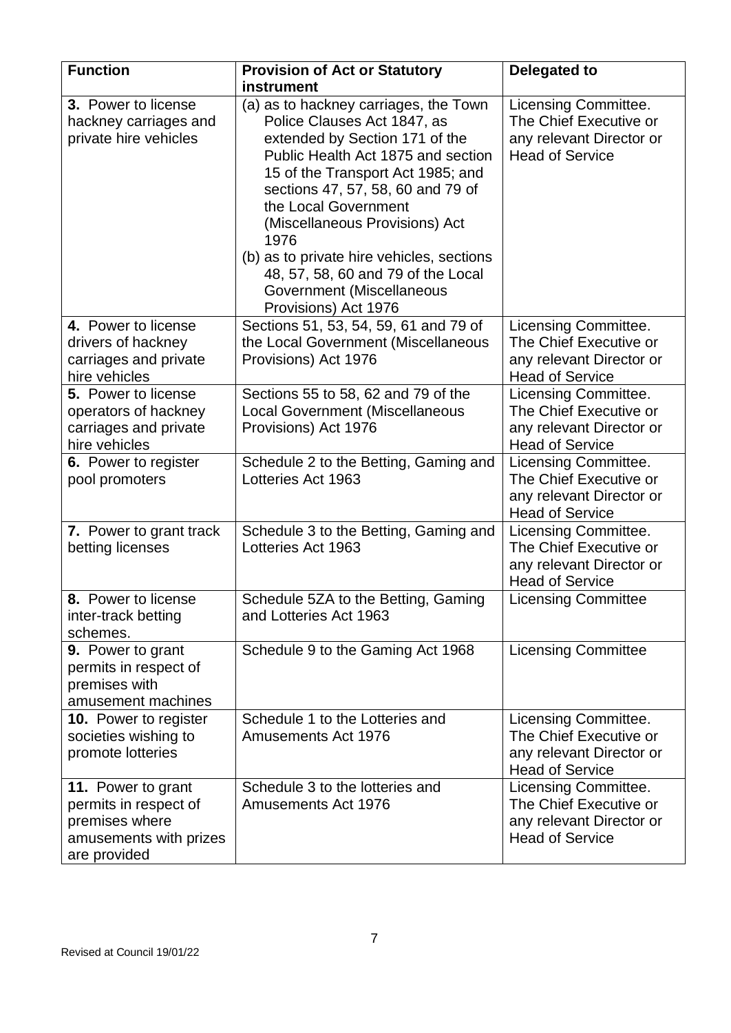| Function | Provision of Act or Statutory instrument | Delegated to |
|---|---|---|
| **3.** Power to license hackney carriages and private hire vehicles | (a) as to hackney carriages, the Town Police Clauses Act 1847, as extended by Section 171 of the Public Health Act 1875 and section 15 of the Transport Act 1985; and sections 47, 57, 58, 60 and 79 of the Local Government (Miscellaneous Provisions) Act 1976<br>(b) as to private hire vehicles, sections 48, 57, 58, 60 and 79 of the Local Government (Miscellaneous Provisions) Act 1976 | Licensing Committee. The Chief Executive or any relevant Director or Head of Service |
| **4.** Power to license drivers of hackney carriages and private hire vehicles | Sections 51, 53, 54, 59, 61 and 79 of the Local Government (Miscellaneous Provisions) Act 1976 | Licensing Committee. The Chief Executive or any relevant Director or Head of Service |
| **5.** Power to license operators of hackney carriages and private hire vehicles | Sections 55 to 58, 62 and 79 of the Local Government (Miscellaneous Provisions) Act 1976 | Licensing Committee. The Chief Executive or any relevant Director or Head of Service |
| **6.** Power to register pool promoters | Schedule 2 to the Betting, Gaming and Lotteries Act 1963 | Licensing Committee. The Chief Executive or any relevant Director or Head of Service |
| **7.** Power to grant track betting licenses | Schedule 3 to the Betting, Gaming and Lotteries Act 1963 | Licensing Committee. The Chief Executive or any relevant Director or Head of Service |
| **8.** Power to license inter-track betting schemes. | Schedule 5ZA to the Betting, Gaming and Lotteries Act 1963 | Licensing Committee |
| **9.** Power to grant permits in respect of premises with amusement machines | Schedule 9 to the Gaming Act 1968 | Licensing Committee |
| **10.** Power to register societies wishing to promote lotteries | Schedule 1 to the Lotteries and Amusements Act 1976 | Licensing Committee. The Chief Executive or any relevant Director or Head of Service |
| **11.** Power to grant permits in respect of premises where amusements with prizes are provided | Schedule 3 to the lotteries and Amusements Act 1976 | Licensing Committee. The Chief Executive or any relevant Director or Head of Service |

Revised at Council 19/01/22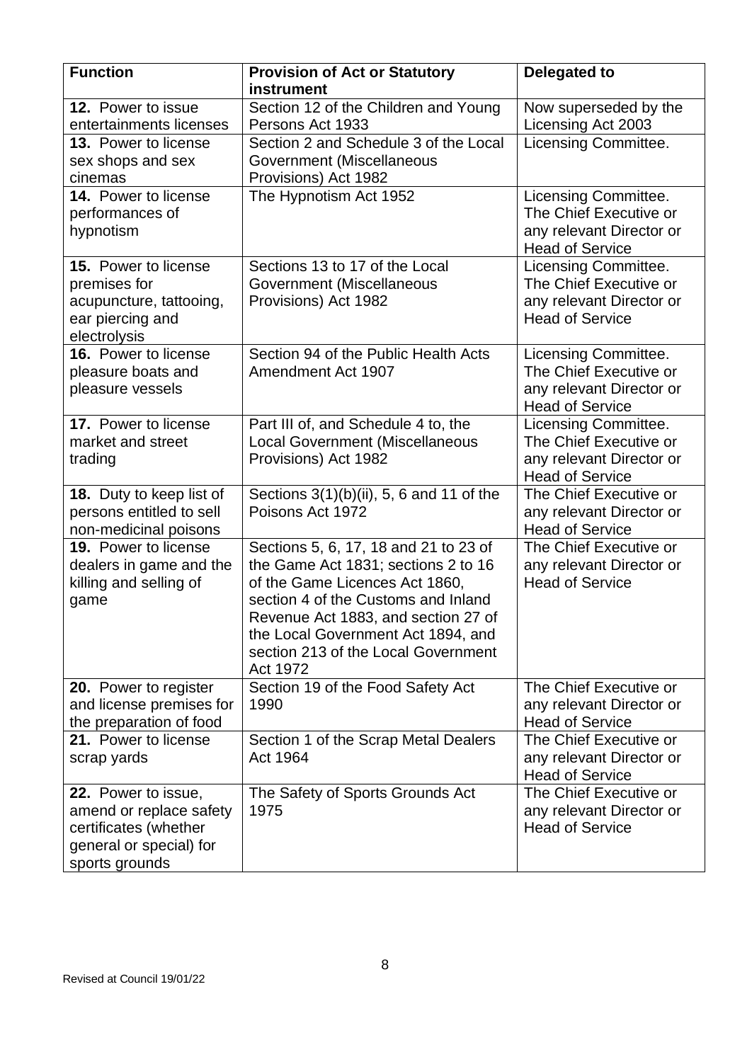| Function | Provision of Act or Statutory instrument | Delegated to |
|---|---|---|
| **12.** Power to issue entertainments licenses | Section 12 of the Children and Young Persons Act 1933 | Now superseded by the Licensing Act 2003 |
| **13.** Power to license sex shops and sex cinemas | Section 2 and Schedule 3 of the Local Government (Miscellaneous Provisions) Act 1982 | Licensing Committee. |
| **14.** Power to license performances of hypnotism | The Hypnotism Act 1952 | Licensing Committee. The Chief Executive or any relevant Director or Head of Service |
| **15.** Power to license premises for acupuncture, tattooing, ear piercing and electrolysis | Sections 13 to 17 of the Local Government (Miscellaneous Provisions) Act 1982 | Licensing Committee. The Chief Executive or any relevant Director or Head of Service |
| **16.** Power to license pleasure boats and pleasure vessels | Section 94 of the Public Health Acts Amendment Act 1907 | Licensing Committee. The Chief Executive or any relevant Director or Head of Service |
| **17.** Power to license market and street trading | Part III of, and Schedule 4 to, the Local Government (Miscellaneous Provisions) Act 1982 | Licensing Committee. The Chief Executive or any relevant Director or Head of Service |
| **18.** Duty to keep list of persons entitled to sell non-medicinal poisons | Sections 3(1)(b)(ii), 5, 6 and 11 of the Poisons Act 1972 | The Chief Executive or any relevant Director or Head of Service |
| **19.** Power to license dealers in game and the killing and selling of game | Sections 5, 6, 17, 18 and 21 to 23 of the Game Act 1831; sections 2 to 16 of the Game Licences Act 1860, section 4 of the Customs and Inland Revenue Act 1883, and section 27 of the Local Government Act 1894, and section 213 of the Local Government Act 1972 | The Chief Executive or any relevant Director or Head of Service |
| **20.** Power to register and license premises for the preparation of food | Section 19 of the Food Safety Act 1990 | The Chief Executive or any relevant Director or Head of Service |
| **21.** Power to license scrap yards | Section 1 of the Scrap Metal Dealers Act 1964 | The Chief Executive or any relevant Director or Head of Service |
| **22.** Power to issue, amend or replace safety certificates (whether general or special) for sports grounds | The Safety of Sports Grounds Act 1975 | The Chief Executive or any relevant Director or Head of Service |

Revised at Council 19/01/22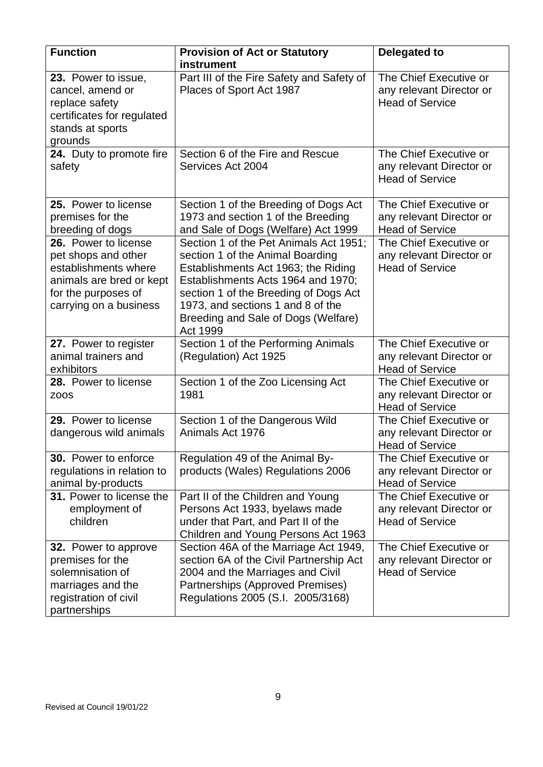| Function | Provision of Act or Statutory instrument | Delegated to |
| --- | --- | --- |
| **23.** Power to issue, cancel, amend or replace safety certificates for regulated stands at sports grounds | Part III of the Fire Safety and Safety of Places of Sport Act 1987 | The Chief Executive or any relevant Director or Head of Service |
| **24.** Duty to promote fire safety | Section 6 of the Fire and Rescue Services Act 2004 | The Chief Executive or any relevant Director or Head of Service |
| **25.** Power to license premises for the breeding of dogs | Section 1 of the Breeding of Dogs Act 1973 and section 1 of the Breeding and Sale of Dogs (Welfare) Act 1999 | The Chief Executive or any relevant Director or Head of Service |
| **26.** Power to license pet shops and other establishments where animals are bred or kept for the purposes of carrying on a business | Section 1 of the Pet Animals Act 1951; section 1 of the Animal Boarding Establishments Act 1963; the Riding Establishments Acts 1964 and 1970; section 1 of the Breeding of Dogs Act 1973, and sections 1 and 8 of the Breeding and Sale of Dogs (Welfare) Act 1999 | The Chief Executive or any relevant Director or Head of Service |
| **27.** Power to register animal trainers and exhibitors | Section 1 of the Performing Animals (Regulation) Act 1925 | The Chief Executive or any relevant Director or Head of Service |
| **28.** Power to license zoos | Section 1 of the Zoo Licensing Act 1981 | The Chief Executive or any relevant Director or Head of Service |
| **29.** Power to license dangerous wild animals | Section 1 of the Dangerous Wild Animals Act 1976 | The Chief Executive or any relevant Director or Head of Service |
| **30.** Power to enforce regulations in relation to animal by-products | Regulation 49 of the Animal By-products (Wales) Regulations 2006 | The Chief Executive or any relevant Director or Head of Service |
| **31.** Power to license the employment of children | Part II of the Children and Young Persons Act 1933, byelaws made under that Part, and Part II of the Children and Young Persons Act 1963 | The Chief Executive or any relevant Director or Head of Service |
| **32.** Power to approve premises for the solemnisation of marriages and the registration of civil partnerships | Section 46A of the Marriage Act 1949, section 6A of the Civil Partnership Act 2004 and the Marriages and Civil Partnerships (Approved Premises) Regulations 2005 (S.I. 2005/3168) | The Chief Executive or any relevant Director or Head of Service |

Revised at Council 19/01/22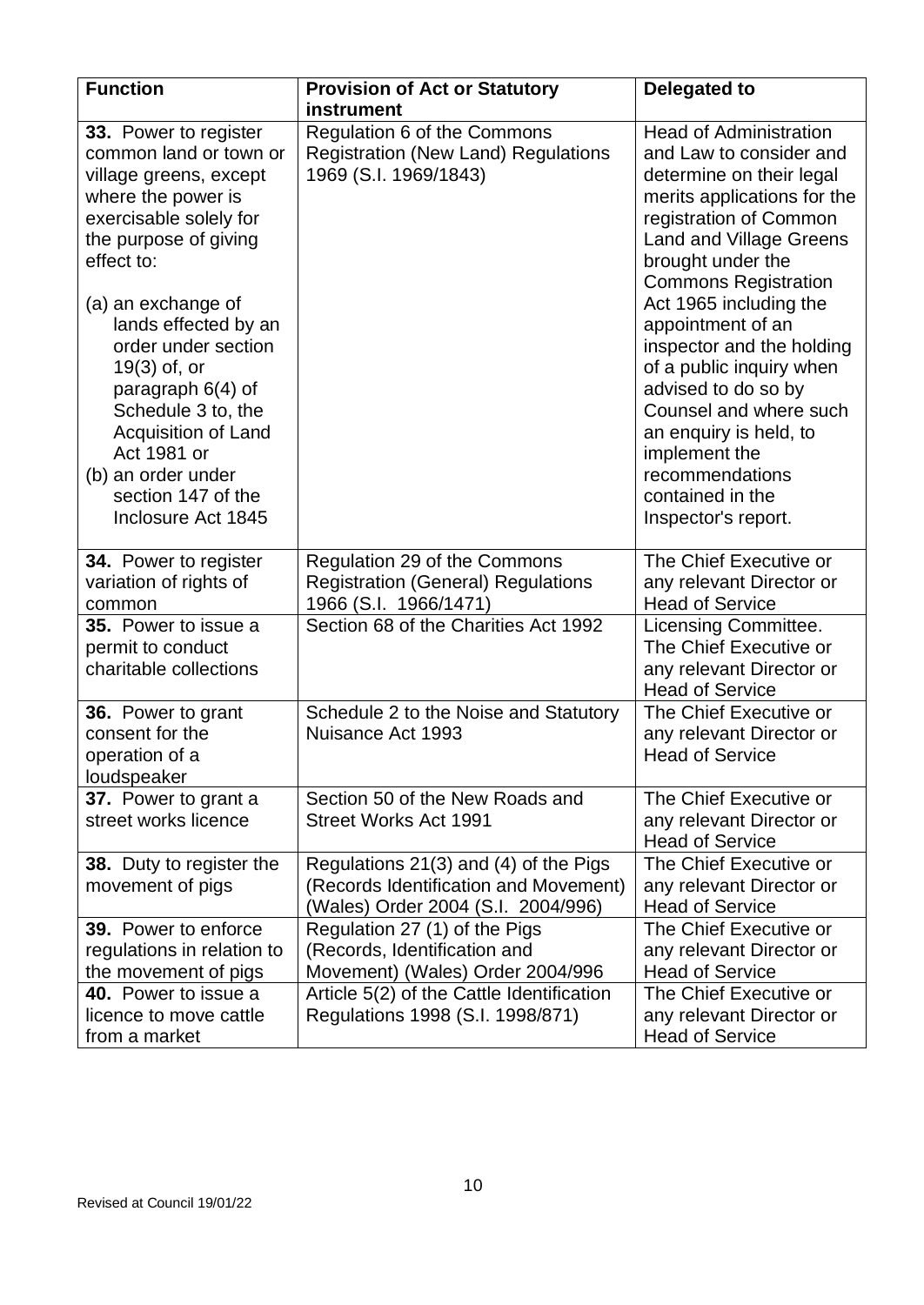| Function | Provision of Act or Statutory instrument | Delegated to |
|---|---|---|
| **33.** Power to register common land or town or village greens, except where the power is exercisable solely for the purpose of giving effect to:<br><br>(a) an exchange of lands effected by an order under section 19(3) of, or paragraph 6(4) of Schedule 3 to, the Acquisition of Land Act 1981 or<br>(b) an order under section 147 of the Inclosure Act 1845 | Regulation 6 of the Commons Registration (New Land) Regulations 1969 (S.I. 1969/1843) | Head of Administration and Law to consider and determine on their legal merits applications for the registration of Common Land and Village Greens brought under the Commons Registration Act 1965 including the appointment of an inspector and the holding of a public inquiry when advised to do so by Counsel and where such an enquiry is held, to implement the recommendations contained in the Inspector's report. |
| **34.** Power to register variation of rights of common | Regulation 29 of the Commons Registration (General) Regulations 1966 (S.I. 1966/1471) | The Chief Executive or any relevant Director or Head of Service |
| **35.** Power to issue a permit to conduct charitable collections | Section 68 of the Charities Act 1992 | Licensing Committee. The Chief Executive or any relevant Director or Head of Service |
| **36.** Power to grant consent for the operation of a loudspeaker | Schedule 2 to the Noise and Statutory Nuisance Act 1993 | The Chief Executive or any relevant Director or Head of Service |
| **37.** Power to grant a street works licence | Section 50 of the New Roads and Street Works Act 1991 | The Chief Executive or any relevant Director or Head of Service |
| **38.** Duty to register the movement of pigs | Regulations 21(3) and (4) of the Pigs (Records Identification and Movement) (Wales) Order 2004 (S.I. 2004/996) | The Chief Executive or any relevant Director or Head of Service |
| **39.** Power to enforce regulations in relation to the movement of pigs | Regulation 27 (1) of the Pigs (Records, Identification and Movement) (Wales) Order 2004/996 | The Chief Executive or any relevant Director or Head of Service |
| **40.** Power to issue a licence to move cattle from a market | Article 5(2) of the Cattle Identification Regulations 1998 (S.I. 1998/871) | The Chief Executive or any relevant Director or Head of Service |

Revised at Council 19/01/22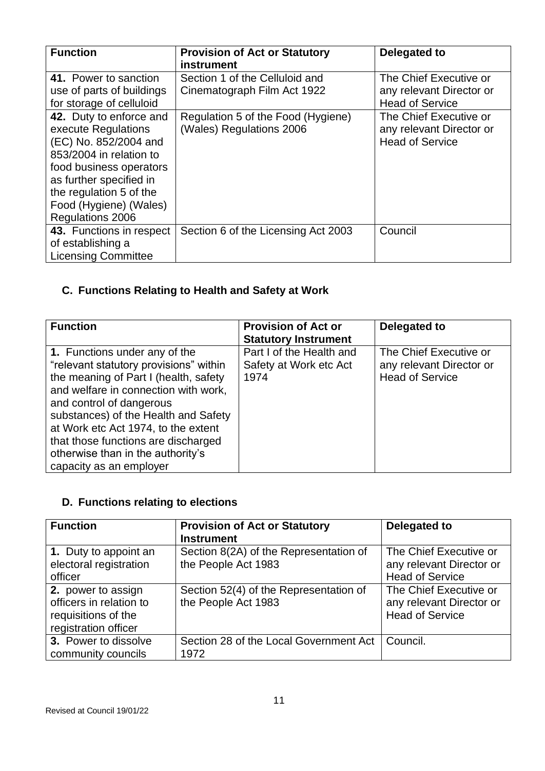| Function | Provision of Act or Statutory instrument | Delegated to |
|---|---|---|
| **41.** Power to sanction use of parts of buildings for storage of celluloid | Section 1 of the Celluloid and Cinematograph Film Act 1922 | The Chief Executive or any relevant Director or Head of Service |
| **42.** Duty to enforce and execute Regulations (EC) No. 852/2004 and 853/2004 in relation to food business operators as further specified in the regulation 5 of the Food (Hygiene) (Wales) Regulations 2006 | Regulation 5 of the Food (Hygiene) (Wales) Regulations 2006 | The Chief Executive or any relevant Director or Head of Service |
| **43.** Functions in respect of establishing a Licensing Committee | Section 6 of the Licensing Act 2003 | Council |

## C. Functions Relating to Health and Safety at Work

| Function | Provision of Act or Statutory Instrument | Delegated to |
|---|---|---|
| **1.** Functions under any of the "relevant statutory provisions" within the meaning of Part I (health, safety and welfare in connection with work, and control of dangerous substances) of the Health and Safety at Work etc Act 1974, to the extent that those functions are discharged otherwise than in the authority's capacity as an employer | Part I of the Health and Safety at Work etc Act 1974 | The Chief Executive or any relevant Director or Head of Service |

## D. Functions relating to elections

| Function | Provision of Act or Statutory Instrument | Delegated to |
|---|---|---|
| **1.** Duty to appoint an electoral registration officer | Section 8(2A) of the Representation of the People Act 1983 | The Chief Executive or any relevant Director or Head of Service |
| **2.** power to assign officers in relation to requisitions of the registration officer | Section 52(4) of the Representation of the People Act 1983 | The Chief Executive or any relevant Director or Head of Service |
| **3.** Power to dissolve community councils | Section 28 of the Local Government Act 1972 | Council. |

Revised at Council 19/01/22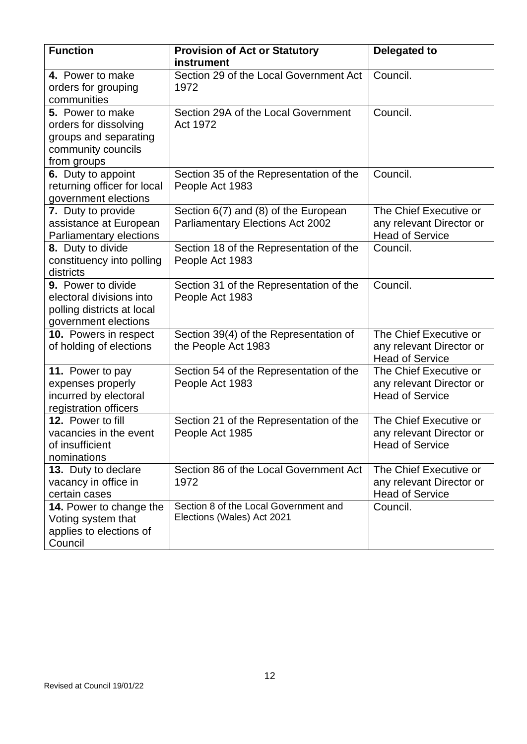| Function | Provision of Act or Statutory instrument | Delegated to |
|---|---|---|
| **4.** Power to make orders for grouping communities | Section 29 of the Local Government Act 1972 | Council. |
| **5.** Power to make orders for dissolving groups and separating community councils from groups | Section 29A of the Local Government Act 1972 | Council. |
| **6.** Duty to appoint returning officer for local government elections | Section 35 of the Representation of the People Act 1983 | Council. |
| **7.** Duty to provide assistance at European Parliamentary elections | Section 6(7) and (8) of the European Parliamentary Elections Act 2002 | The Chief Executive or any relevant Director or Head of Service |
| **8.** Duty to divide constituency into polling districts | Section 18 of the Representation of the People Act 1983 | Council. |
| **9.** Power to divide electoral divisions into polling districts at local government elections | Section 31 of the Representation of the People Act 1983 | Council. |
| **10.** Powers in respect of holding of elections | Section 39(4) of the Representation of the People Act 1983 | The Chief Executive or any relevant Director or Head of Service |
| **11.** Power to pay expenses properly incurred by electoral registration officers | Section 54 of the Representation of the People Act 1983 | The Chief Executive or any relevant Director or Head of Service |
| **12.** Power to fill vacancies in the event of insufficient nominations | Section 21 of the Representation of the People Act 1985 | The Chief Executive or any relevant Director or Head of Service |
| **13.** Duty to declare vacancy in office in certain cases | Section 86 of the Local Government Act 1972 | The Chief Executive or any relevant Director or Head of Service |
| **14.** Power to change the Voting system that applies to elections of Council | Section 8 of the Local Government and Elections (Wales) Act 2021 | Council. |

Revised at Council 19/01/22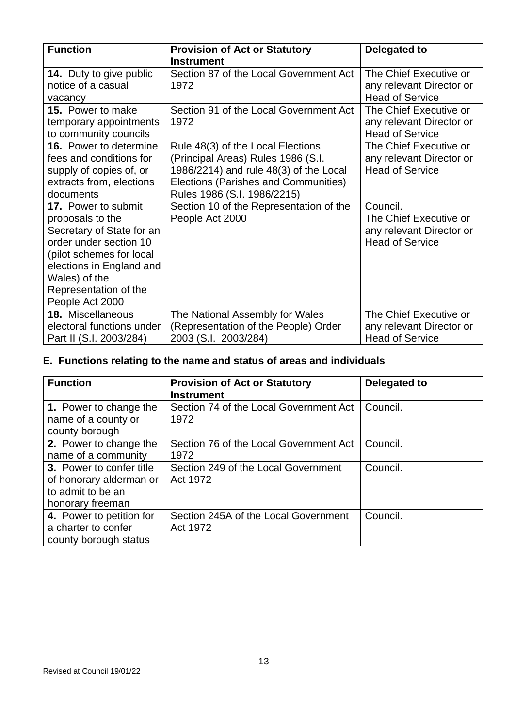| Function | Provision of Act or Statutory Instrument | Delegated to |
| --- | --- | --- |
| **14.** Duty to give public notice of a casual vacancy | Section 87 of the Local Government Act 1972 | The Chief Executive or any relevant Director or Head of Service |
| **15.** Power to make temporary appointments to community councils | Section 91 of the Local Government Act 1972 | The Chief Executive or any relevant Director or Head of Service |
| **16.** Power to determine fees and conditions for supply of copies of, or extracts from, elections documents | Rule 48(3) of the Local Elections (Principal Areas) Rules 1986 (S.I. 1986/2214) and rule 48(3) of the Local Elections (Parishes and Communities) Rules 1986 (S.I. 1986/2215) | The Chief Executive or any relevant Director or Head of Service |
| **17.** Power to submit proposals to the Secretary of State for an order under section 10 (pilot schemes for local elections in England and Wales) of the Representation of the People Act 2000 | Section 10 of the Representation of the People Act 2000 | Council. The Chief Executive or any relevant Director or Head of Service |
| **18.** Miscellaneous electoral functions under Part II (S.I. 2003/284) | The National Assembly for Wales (Representation of the People) Order 2003 (S.I. 2003/284) | The Chief Executive or any relevant Director or Head of Service |

## E. Functions relating to the name and status of areas and individuals

| Function | Provision of Act or Statutory Instrument | Delegated to |
| --- | --- | --- |
| **1.** Power to change the name of a county or county borough | Section 74 of the Local Government Act 1972 | Council. |
| **2.** Power to change the name of a community | Section 76 of the Local Government Act 1972 | Council. |
| **3.** Power to confer title of honorary alderman or to admit to be an honorary freeman | Section 249 of the Local Government Act 1972 | Council. |
| **4.** Power to petition for a charter to confer county borough status | Section 245A of the Local Government Act 1972 | Council. |

Revised at Council 19/01/22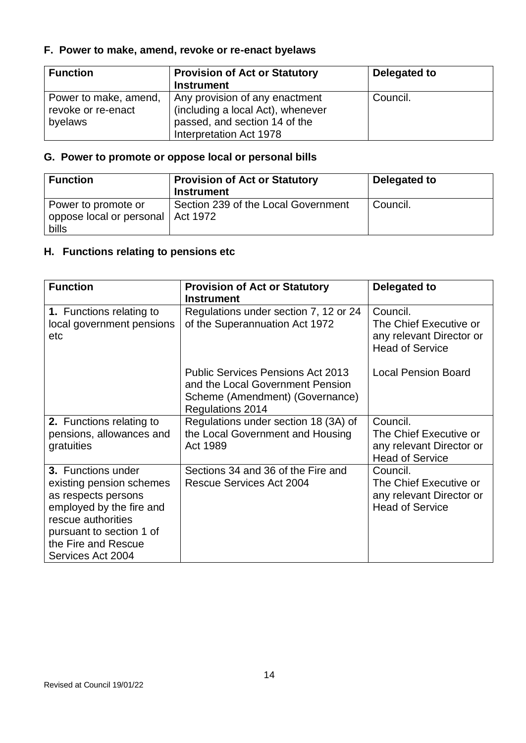## F. Power to make, amend, revoke or re-enact byelaws

| Function | Provision of Act or Statutory Instrument | Delegated to |
|---|---|---|
| Power to make, amend, revoke or re-enact byelaws | Any provision of any enactment (including a local Act), whenever passed, and section 14 of the Interpretation Act 1978 | Council. |

## G. Power to promote or oppose local or personal bills

| Function | Provision of Act or Statutory Instrument | Delegated to |
|---|---|---|
| Power to promote or oppose local or personal bills | Section 239 of the Local Government Act 1972 | Council. |

## H. Functions relating to pensions etc

| Function | Provision of Act or Statutory Instrument | Delegated to |
|---|---|---|
| **1.** Functions relating to local government pensions etc | Regulations under section 7, 12 or 24 of the Superannuation Act 1972 | Council. The Chief Executive or any relevant Director or Head of Service |
| | Public Services Pensions Act 2013 and the Local Government Pension Scheme (Amendment) (Governance) Regulations 2014 | Local Pension Board |
| **2.** Functions relating to pensions, allowances and gratuities | Regulations under section 18 (3A) of the Local Government and Housing Act 1989 | Council. The Chief Executive or any relevant Director or Head of Service |
| **3.** Functions under existing pension schemes as respects persons employed by the fire and rescue authorities pursuant to section 1 of the Fire and Rescue Services Act 2004 | Sections 34 and 36 of the Fire and Rescue Services Act 2004 | Council. The Chief Executive or any relevant Director or Head of Service |

Revised at Council 19/01/22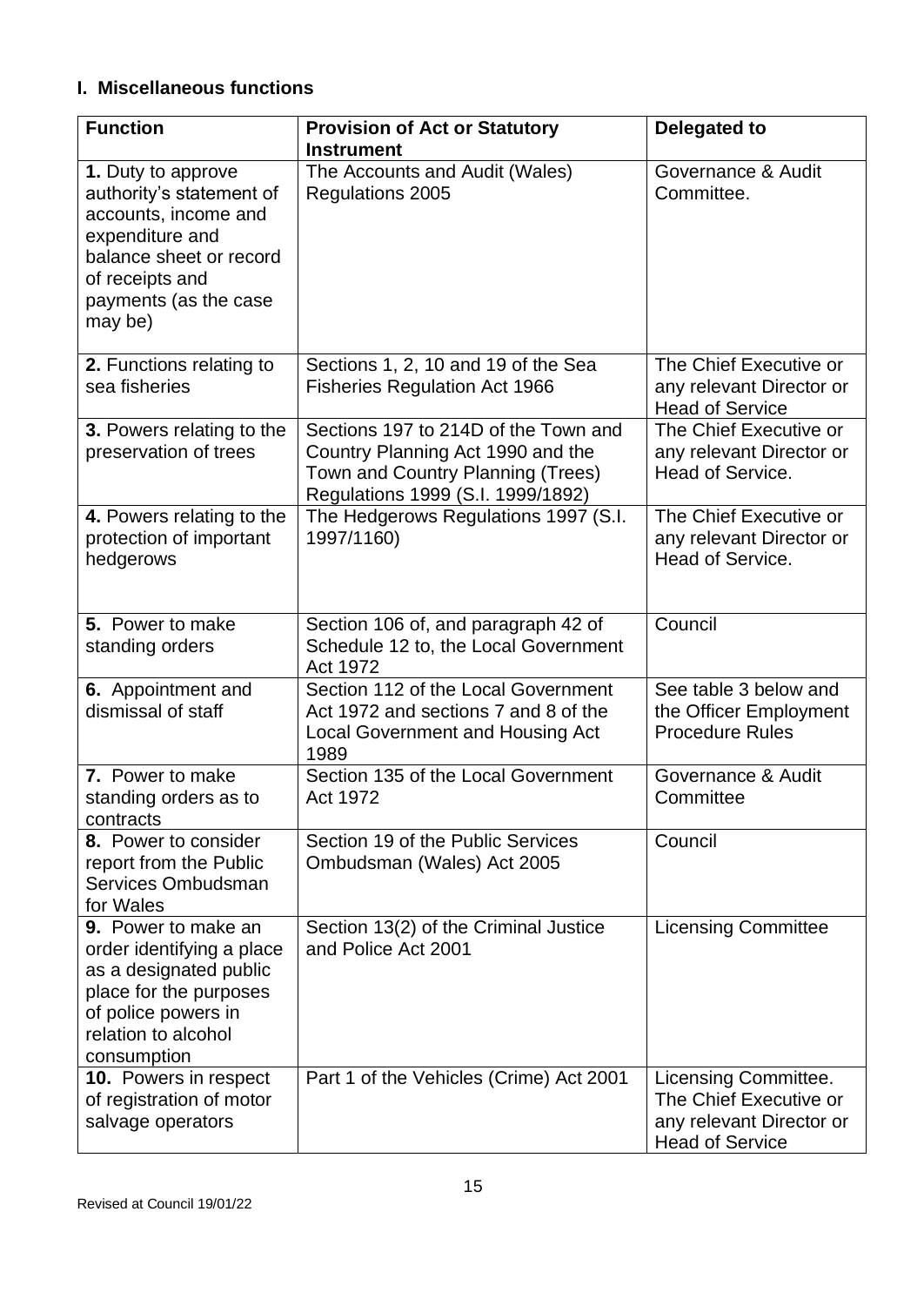## I. Miscellaneous functions

| Function | Provision of Act or Statutory Instrument | Delegated to |
| --- | --- | --- |
| **1.** Duty to approve authority's statement of accounts, income and expenditure and balance sheet or record of receipts and payments (as the case may be) | The Accounts and Audit (Wales) Regulations 2005 | Governance & Audit Committee. |
| **2.** Functions relating to sea fisheries | Sections 1, 2, 10 and 19 of the Sea Fisheries Regulation Act 1966 | The Chief Executive or any relevant Director or Head of Service |
| **3.** Powers relating to the preservation of trees | Sections 197 to 214D of the Town and Country Planning Act 1990 and the Town and Country Planning (Trees) Regulations 1999 (S.I. 1999/1892) | The Chief Executive or any relevant Director or Head of Service. |
| **4.** Powers relating to the protection of important hedgerows | The Hedgerows Regulations 1997 (S.I. 1997/1160) | The Chief Executive or any relevant Director or Head of Service. |
| **5.** Power to make standing orders | Section 106 of, and paragraph 42 of Schedule 12 to, the Local Government Act 1972 | Council |
| **6.** Appointment and dismissal of staff | Section 112 of the Local Government Act 1972 and sections 7 and 8 of the Local Government and Housing Act 1989 | See table 3 below and the Officer Employment Procedure Rules |
| **7.** Power to make standing orders as to contracts | Section 135 of the Local Government Act 1972 | Governance & Audit Committee |
| **8.** Power to consider report from the Public Services Ombudsman for Wales | Section 19 of the Public Services Ombudsman (Wales) Act 2005 | Council |
| **9.** Power to make an order identifying a place as a designated public place for the purposes of police powers in relation to alcohol consumption | Section 13(2) of the Criminal Justice and Police Act 2001 | Licensing Committee |
| **10.** Powers in respect of registration of motor salvage operators | Part 1 of the Vehicles (Crime) Act 2001 | Licensing Committee. The Chief Executive or any relevant Director or Head of Service |

Revised at Council 19/01/22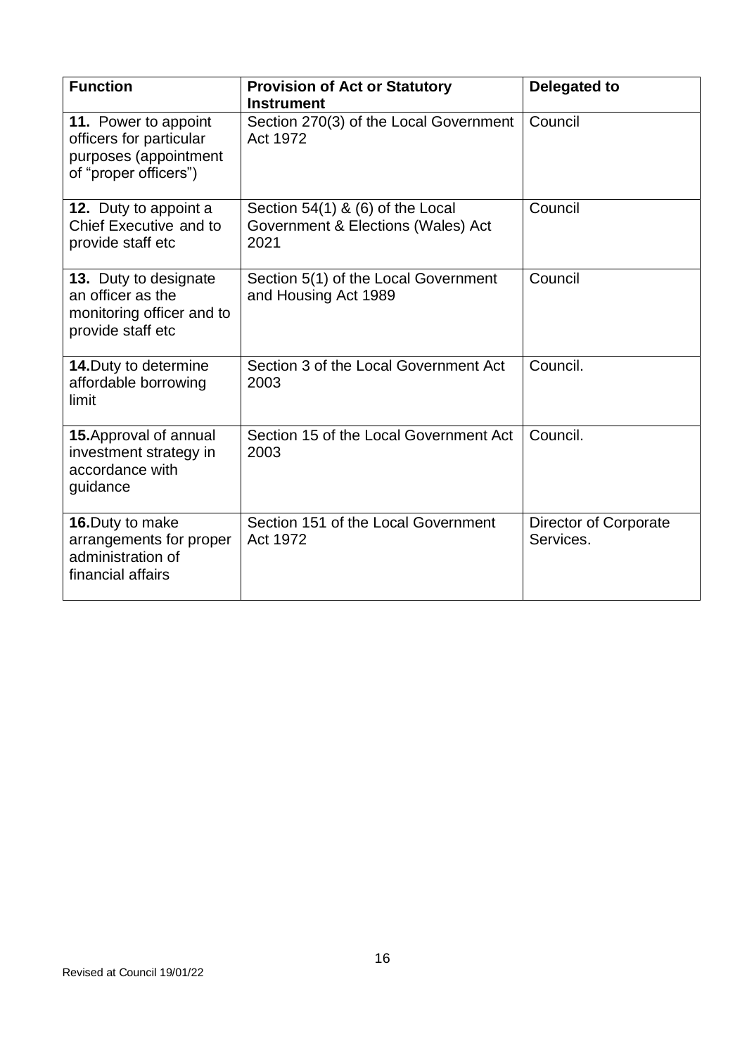| Function | Provision of Act or Statutory Instrument | Delegated to |
|---|---|---|
| **11.** Power to appoint officers for particular purposes (appointment of "proper officers") | Section 270(3) of the Local Government Act 1972 | Council |
| **12.** Duty to appoint a Chief Executive and to provide staff etc | Section 54(1) & (6) of the Local Government & Elections (Wales) Act 2021 | Council |
| **13.** Duty to designate an officer as the monitoring officer and to provide staff etc | Section 5(1) of the Local Government and Housing Act 1989 | Council |
| **14.**Duty to determine affordable borrowing limit | Section 3 of the Local Government Act 2003 | Council. |
| **15.**Approval of annual investment strategy in accordance with guidance | Section 15 of the Local Government Act 2003 | Council. |
| **16.**Duty to make arrangements for proper administration of financial affairs | Section 151 of the Local Government Act 1972 | Director of Corporate Services. |

Revised at Council 19/01/22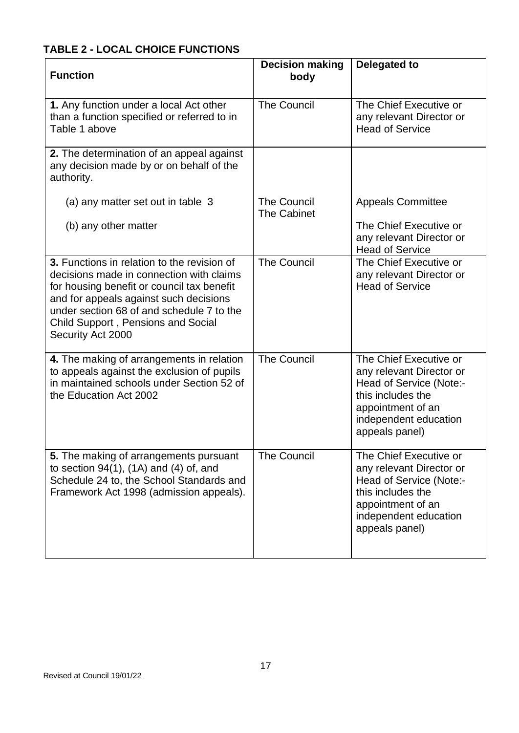## TABLE 2 - LOCAL CHOICE FUNCTIONS

| Function | Decision making body | Delegated to |
|---|---|---|
| **1.** Any function under a local Act other than a function specified or referred to in Table 1 above | The Council | The Chief Executive or any relevant Director or Head of Service |
| **2.** The determination of an appeal against any decision made by or on behalf of the authority. | | |
| (a) any matter set out in table 3 | The Council | Appeals Committee |
| (b) any other matter | The Cabinet | The Chief Executive or any relevant Director or Head of Service |
| **3.** Functions in relation to the revision of decisions made in connection with claims for housing benefit or council tax benefit and for appeals against such decisions under section 68 of and schedule 7 to the Child Support , Pensions and Social Security Act 2000 | The Council | The Chief Executive or any relevant Director or Head of Service |
| **4.** The making of arrangements in relation to appeals against the exclusion of pupils in maintained schools under Section 52 of the Education Act 2002 | The Council | The Chief Executive or any relevant Director or Head of Service (Note:- this includes the appointment of an independent education appeals panel) |
| **5.** The making of arrangements pursuant to section 94(1), (1A) and (4) of, and Schedule 24 to, the School Standards and Framework Act 1998 (admission appeals). | The Council | The Chief Executive or any relevant Director or Head of Service (Note:- this includes the appointment of an independent education appeals panel) |

Revised at Council 19/01/22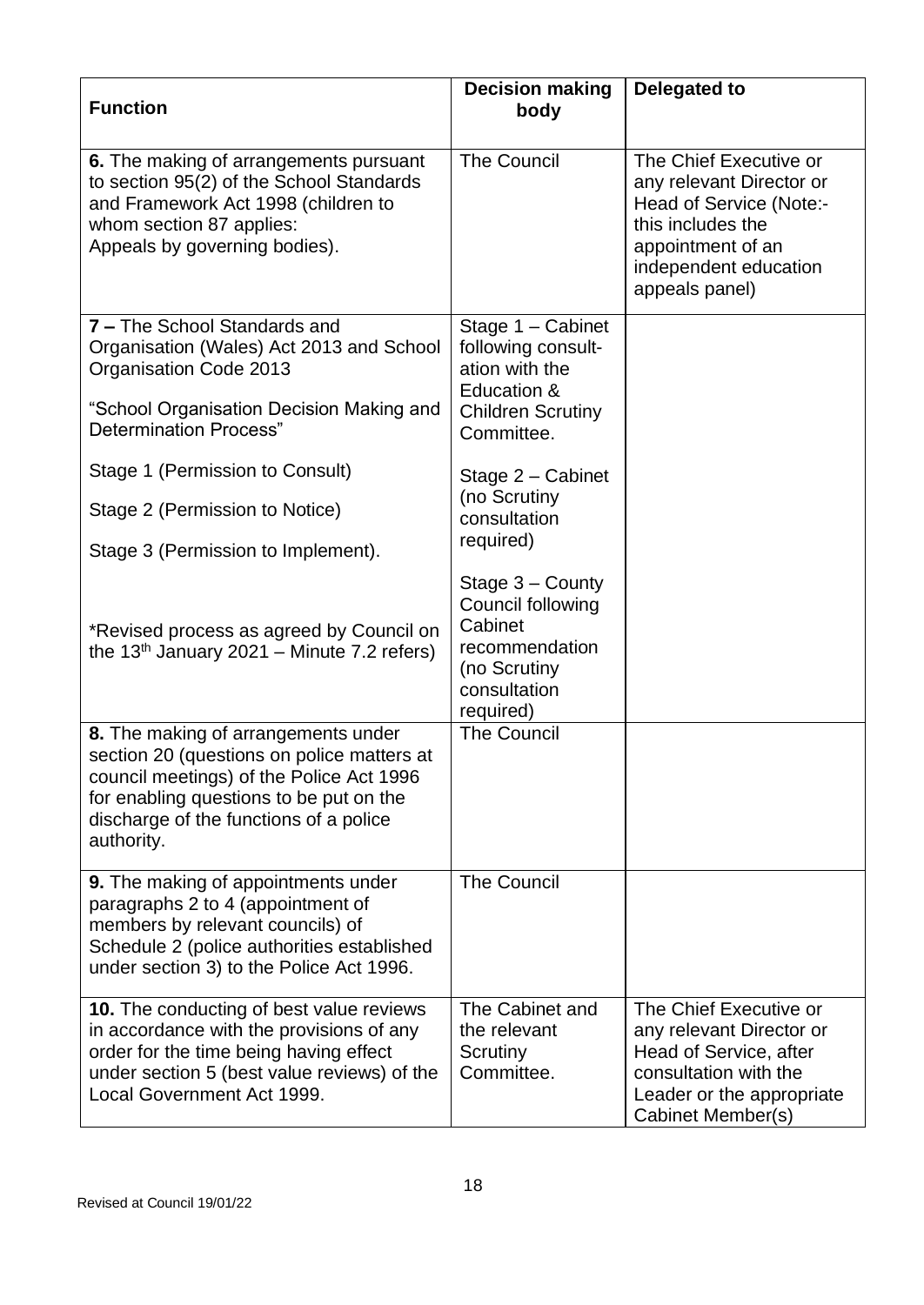| Function | Decision making body | Delegated to |
|---|---|---|
| **6.** The making of arrangements pursuant to section 95(2) of the School Standards and Framework Act 1998 (children to whom section 87 applies: Appeals by governing bodies). | The Council | The Chief Executive or any relevant Director or Head of Service (Note:- this includes the appointment of an independent education appeals panel) |
| **7 –** The School Standards and Organisation (Wales) Act 2013 and School Organisation Code 2013<br><br>"School Organisation Decision Making and Determination Process"<br><br>Stage 1 (Permission to Consult)<br><br>Stage 2 (Permission to Notice)<br><br>Stage 3 (Permission to Implement).<br><br>*Revised process as agreed by Council on the 13th January 2021 – Minute 7.2 refers) | Stage 1 – Cabinet following consult-ation with the Education & Children Scrutiny Committee.<br><br>Stage 2 – Cabinet (no Scrutiny consultation required)<br><br>Stage 3 – County Council following Cabinet recommendation (no Scrutiny consultation required) | |
| **8.** The making of arrangements under section 20 (questions on police matters at council meetings) of the Police Act 1996 for enabling questions to be put on the discharge of the functions of a police authority. | The Council | |
| **9.** The making of appointments under paragraphs 2 to 4 (appointment of members by relevant councils) of Schedule 2 (police authorities established under section 3) to the Police Act 1996. | The Council | |
| **10.** The conducting of best value reviews in accordance with the provisions of any order for the time being having effect under section 5 (best value reviews) of the Local Government Act 1999. | The Cabinet and the relevant Scrutiny Committee. | The Chief Executive or any relevant Director or Head of Service, after consultation with the Leader or the appropriate Cabinet Member(s) |

Revised at Council 19/01/22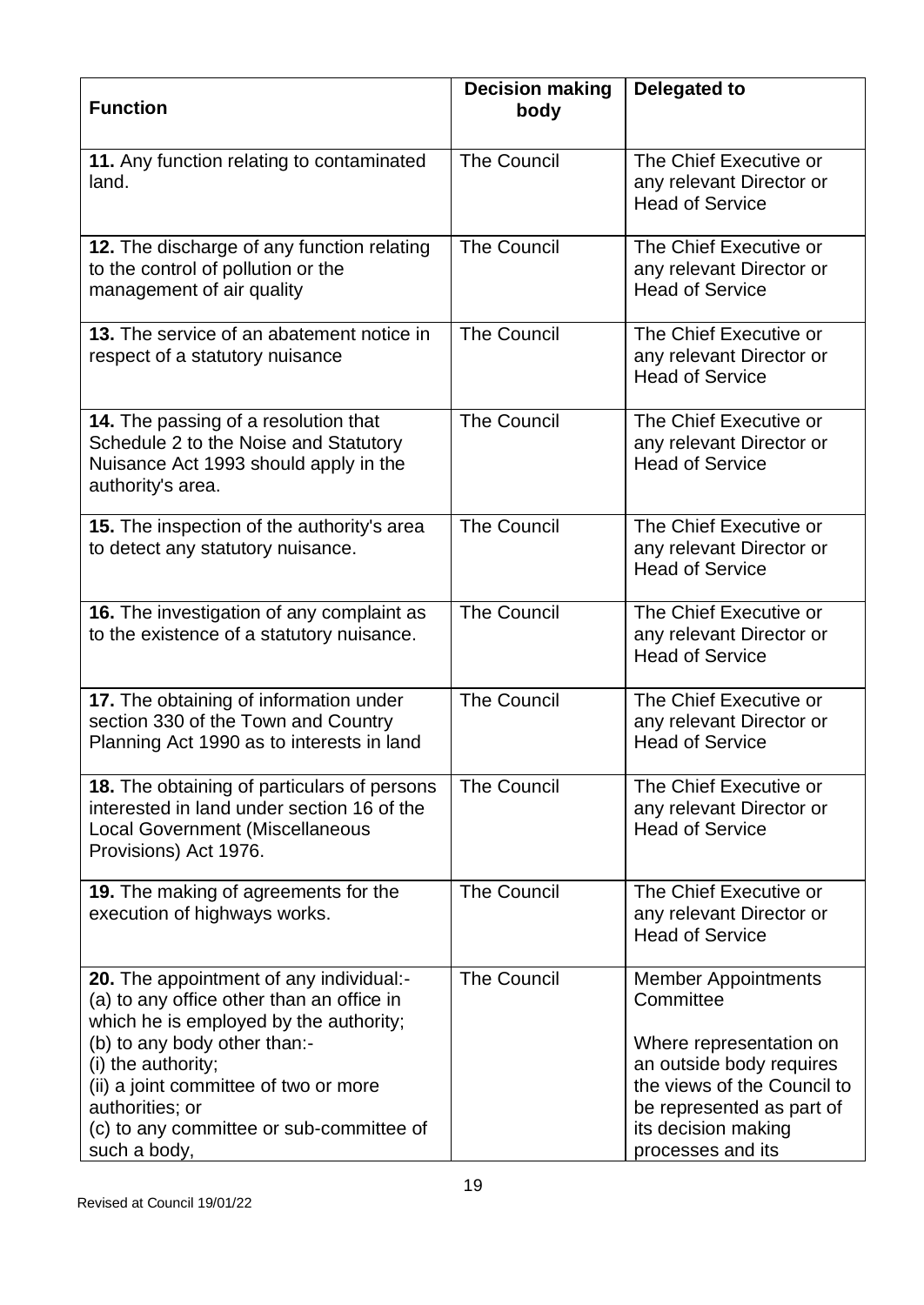| **Function** | **Decision making body** | **Delegated to** |
|---|---|---|
| **11.** Any function relating to contaminated land. | The Council | The Chief Executive or any relevant Director or Head of Service |
| **12.** The discharge of any function relating to the control of pollution or the management of air quality | The Council | The Chief Executive or any relevant Director or Head of Service |
| **13.** The service of an abatement notice in respect of a statutory nuisance | The Council | The Chief Executive or any relevant Director or Head of Service |
| **14.** The passing of a resolution that Schedule 2 to the Noise and Statutory Nuisance Act 1993 should apply in the authority's area. | The Council | The Chief Executive or any relevant Director or Head of Service |
| **15.** The inspection of the authority's area to detect any statutory nuisance. | The Council | The Chief Executive or any relevant Director or Head of Service |
| **16.** The investigation of any complaint as to the existence of a statutory nuisance. | The Council | The Chief Executive or any relevant Director or Head of Service |
| **17.** The obtaining of information under section 330 of the Town and Country Planning Act 1990 as to interests in land | The Council | The Chief Executive or any relevant Director or Head of Service |
| **18.** The obtaining of particulars of persons interested in land under section 16 of the Local Government (Miscellaneous Provisions) Act 1976. | The Council | The Chief Executive or any relevant Director or Head of Service |
| **19.** The making of agreements for the execution of highways works. | The Council | The Chief Executive or any relevant Director or Head of Service |
| **20.** The appointment of any individual:-<br>(a) to any office other than an office in which he is employed by the authority;<br>(b) to any body other than:-<br>(i) the authority;<br>(ii) a joint committee of two or more authorities; or<br>(c) to any committee or sub-committee of such a body, | The Council | Member Appointments Committee<br><br>Where representation on an outside body requires the views of the Council to be represented as part of its decision making processes and its |

Revised at Council 19/01/22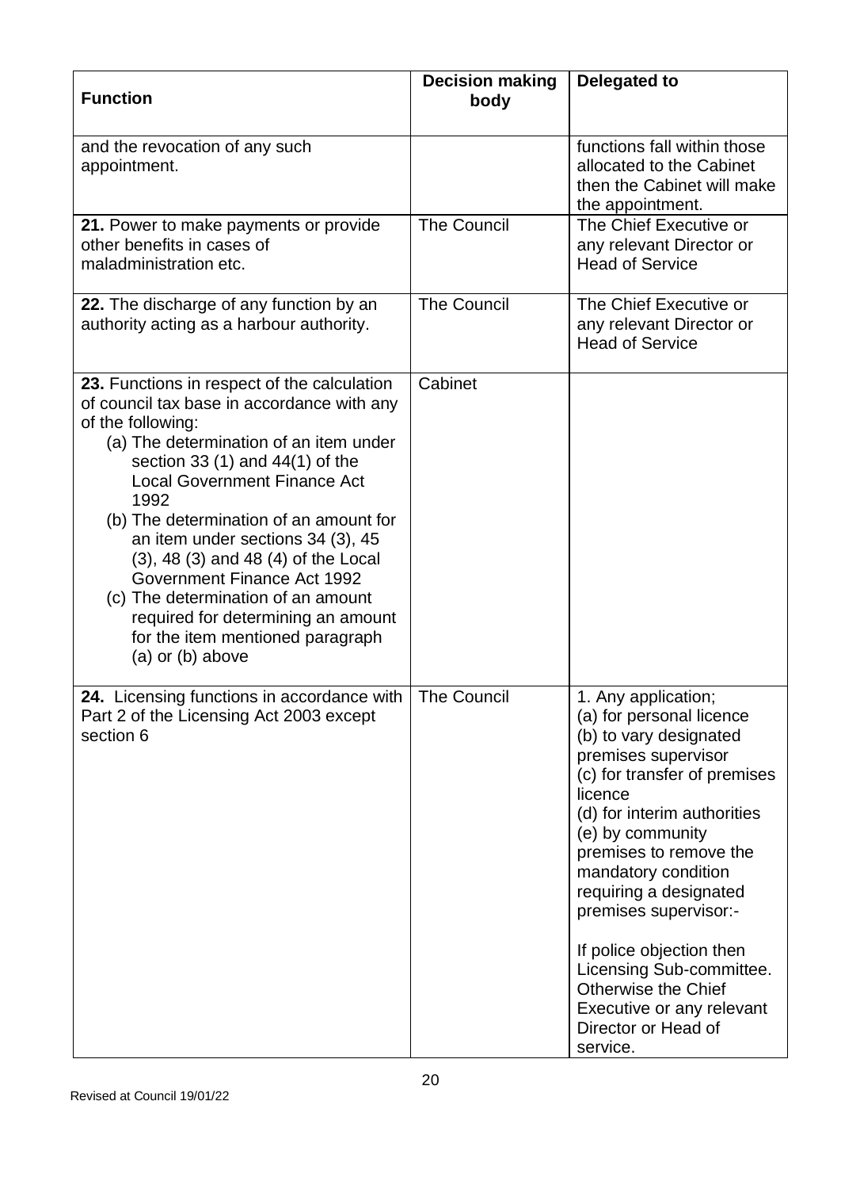| Function | Decision making body | Delegated to |
|---|---|---|
| and the revocation of any such appointment. | | functions fall within those allocated to the Cabinet then the Cabinet will make the appointment. |
| **21.** Power to make payments or provide other benefits in cases of maladministration etc. | The Council | The Chief Executive or any relevant Director or Head of Service |
| **22.** The discharge of any function by an authority acting as a harbour authority. | The Council | The Chief Executive or any relevant Director or Head of Service |
| **23.** Functions in respect of the calculation of council tax base in accordance with any of the following:<br>(a) The determination of an item under section 33 (1) and 44(1) of the Local Government Finance Act 1992<br>(b) The determination of an amount for an item under sections 34 (3), 45 (3), 48 (3) and 48 (4) of the Local Government Finance Act 1992<br>(c) The determination of an amount required for determining an amount for the item mentioned paragraph (a) or (b) above | Cabinet | |
| **24.** Licensing functions in accordance with Part 2 of the Licensing Act 2003 except section 6 | The Council | 1. Any application;<br>(a) for personal licence<br>(b) to vary designated premises supervisor<br>(c) for transfer of premises licence<br>(d) for interim authorities<br>(e) by community premises to remove the mandatory condition requiring a designated premises supervisor:-<br><br>If police objection then Licensing Sub-committee. Otherwise the Chief Executive or any relevant Director or Head of service. |

Revised at Council 19/01/22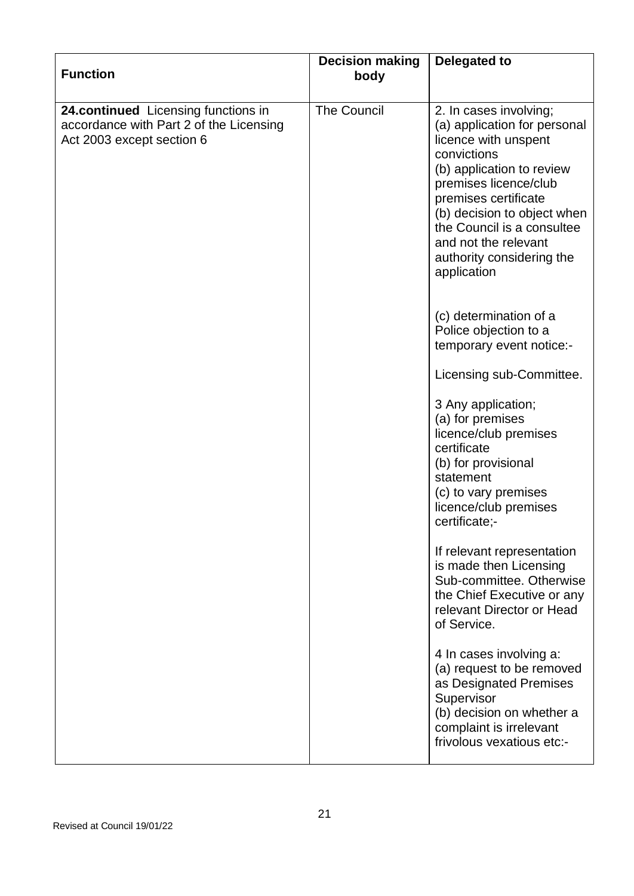| Function | Decision making body | Delegated to |
|---|---|---|
| **24.continued** Licensing functions in accordance with Part 2 of the Licensing Act 2003 except section 6 | The Council | 2. In cases involving;<br>(a) application for personal licence with unspent convictions<br>(b) application to review premises licence/club premises certificate<br>(b) decision to object when the Council is a consultee and not the relevant authority considering the application<br><br>(c) determination of a Police objection to a temporary event notice:-<br><br>Licensing sub-Committee.<br><br>3 Any application;<br>(a) for premises licence/club premises certificate<br>(b) for provisional statement<br>(c) to vary premises licence/club premises certificate;-<br><br>If relevant representation is made then Licensing Sub-committee. Otherwise the Chief Executive or any relevant Director or Head of Service.<br><br>4 In cases involving a:<br>(a) request to be removed as Designated Premises Supervisor<br>(b) decision on whether a complaint is irrelevant frivolous vexatious etc:- |

Revised at Council 19/01/22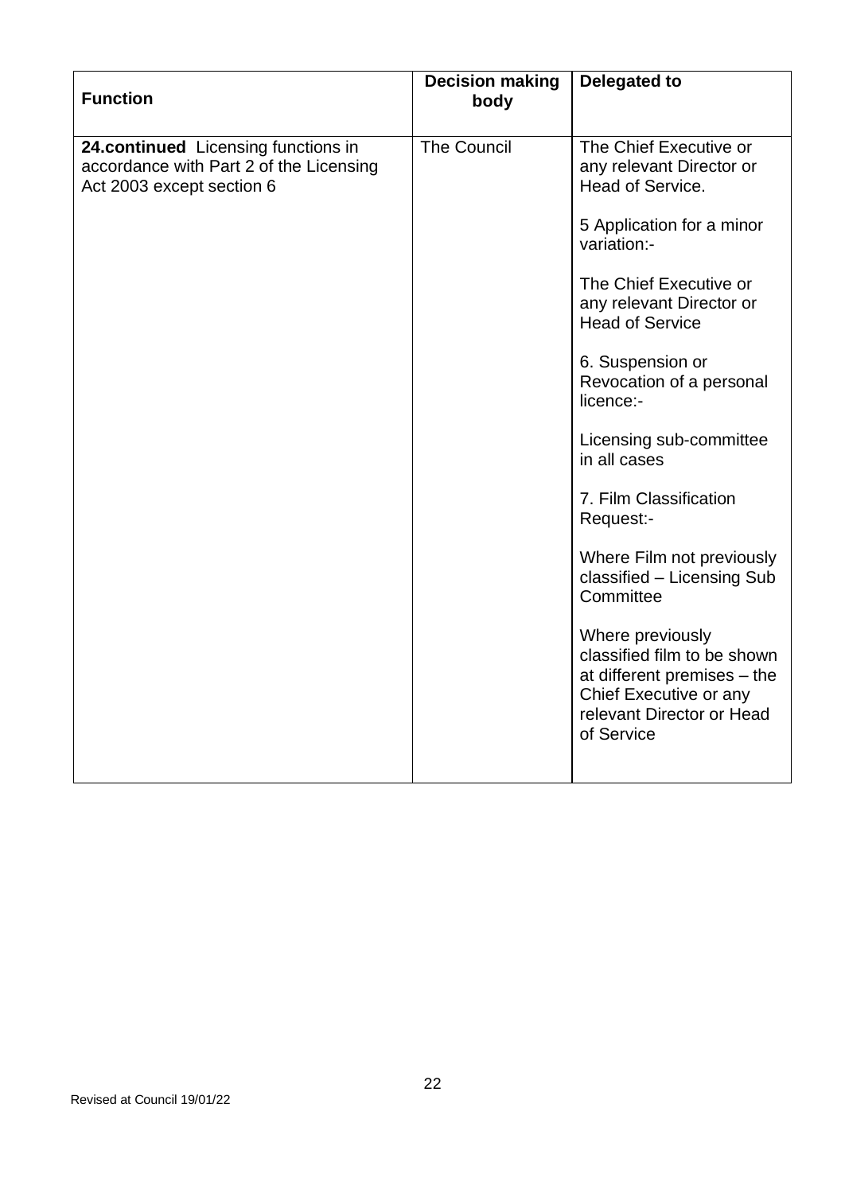| Function | Decision making body | Delegated to |
|---|---|---|
| **24.continued** Licensing functions in accordance with Part 2 of the Licensing Act 2003 except section 6 | The Council | The Chief Executive or any relevant Director or Head of Service.<br><br>5 Application for a minor variation:-<br><br>The Chief Executive or any relevant Director or Head of Service<br><br>6. Suspension or Revocation of a personal licence:-<br><br>Licensing sub-committee in all cases<br><br>7. Film Classification Request:-<br><br>Where Film not previously classified – Licensing Sub Committee<br><br>Where previously classified film to be shown at different premises – the Chief Executive or any relevant Director or Head of Service |

Revised at Council 19/01/22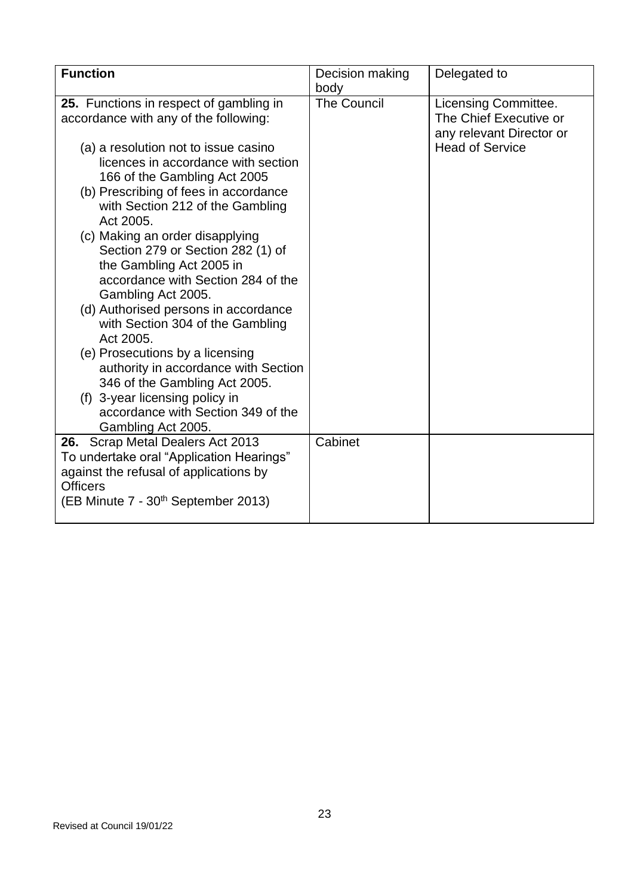| **Function** | Decision making body | Delegated to |
| --- | --- | --- |
| **25.** Functions in respect of gambling in accordance with any of the following:<br><br>(a) a resolution not to issue casino licences in accordance with section 166 of the Gambling Act 2005<br>(b) Prescribing of fees in accordance with Section 212 of the Gambling Act 2005.<br>(c) Making an order disapplying Section 279 or Section 282 (1) of the Gambling Act 2005 in accordance with Section 284 of the Gambling Act 2005.<br>(d) Authorised persons in accordance with Section 304 of the Gambling Act 2005.<br>(e) Prosecutions by a licensing authority in accordance with Section 346 of the Gambling Act 2005.<br>(f) 3-year licensing policy in accordance with Section 349 of the Gambling Act 2005. | The Council | Licensing Committee. The Chief Executive or any relevant Director or Head of Service |
| **26.** Scrap Metal Dealers Act 2013<br>To undertake oral "Application Hearings" against the refusal of applications by Officers<br>(EB Minute 7 - 30th September 2013) | Cabinet | |

Revised at Council 19/01/22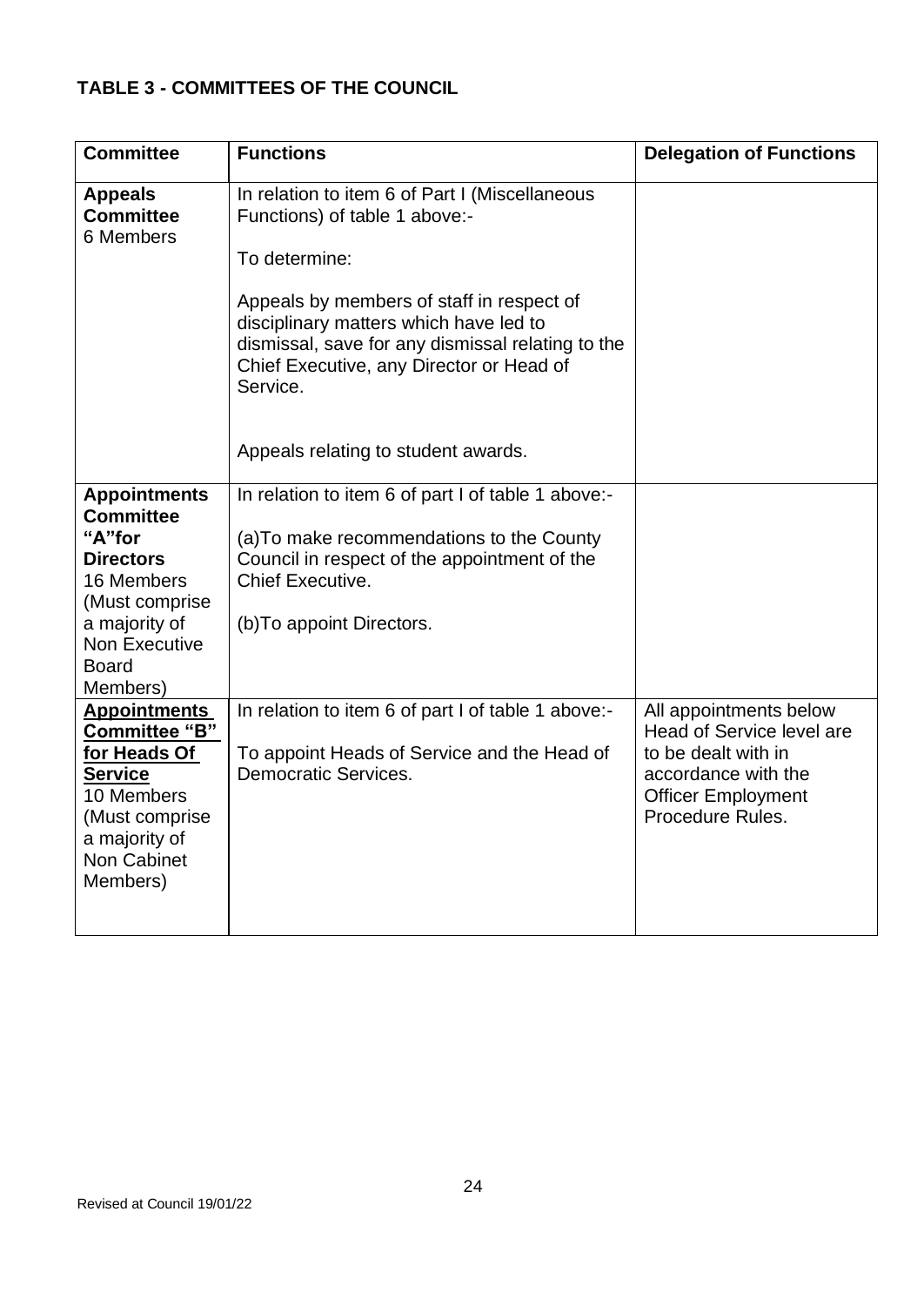## TABLE 3 - COMMITTEES OF THE COUNCIL

| Committee | Functions | Delegation of Functions |
|---|---|---|
| **Appeals Committee** 6 Members | In relation to item 6 of Part I (Miscellaneous Functions) of table 1 above:-<br><br>To determine:<br><br>Appeals by members of staff in respect of disciplinary matters which have led to dismissal, save for any dismissal relating to the Chief Executive, any Director or Head of Service.<br><br>Appeals relating to student awards. | |
| **Appointments Committee "A"for Directors** 16 Members (Must comprise a majority of Non Executive Board Members) | In relation to item 6 of part I of table 1 above:-<br><br>(a)To make recommendations to the County Council in respect of the appointment of the Chief Executive.<br><br>(b)To appoint Directors. | |
| **Appointments Committee "B" for Heads Of Service** 10 Members (Must comprise a majority of Non Cabinet Members) | In relation to item 6 of part I of table 1 above:-<br><br>To appoint Heads of Service and the Head of Democratic Services. | All appointments below Head of Service level are to be dealt with in accordance with the Officer Employment Procedure Rules. |

Revised at Council 19/01/22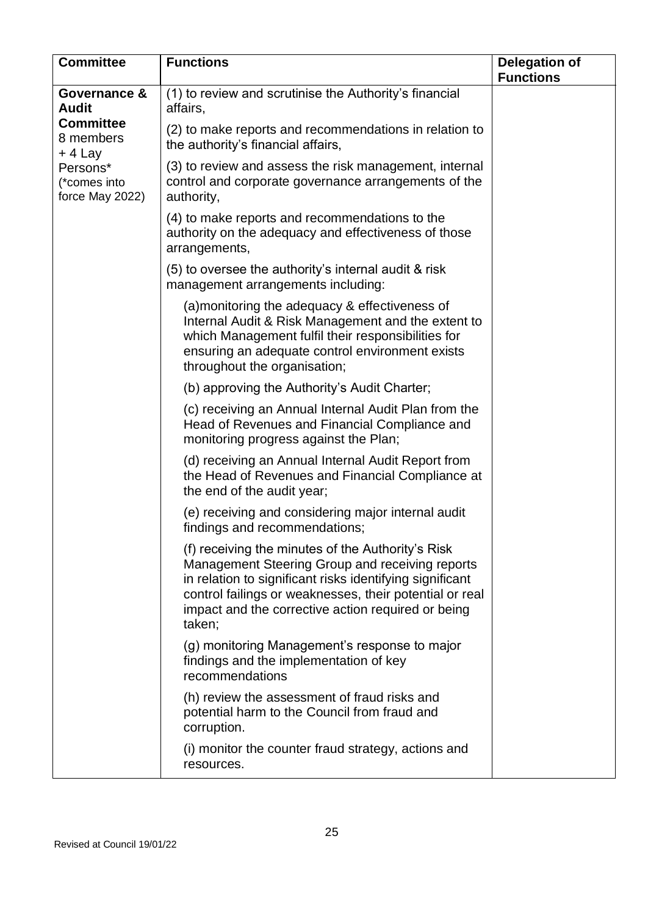| Committee | Functions | Delegation of Functions |
|---|---|---|
| **Governance & Audit Committee** 8 members + 4 Lay Persons* (*comes into force May 2022) | (1) to review and scrutinise the Authority's financial affairs,<br><br>(2) to make reports and recommendations in relation to the authority's financial affairs,<br><br>(3) to review and assess the risk management, internal control and corporate governance arrangements of the authority,<br><br>(4) to make reports and recommendations to the authority on the adequacy and effectiveness of those arrangements,<br><br>(5) to oversee the authority's internal audit & risk management arrangements including:<br><br>(a)monitoring the adequacy & effectiveness of Internal Audit & Risk Management and the extent to which Management fulfil their responsibilities for ensuring an adequate control environment exists throughout the organisation;<br><br>(b) approving the Authority's Audit Charter;<br><br>(c) receiving an Annual Internal Audit Plan from the Head of Revenues and Financial Compliance and monitoring progress against the Plan;<br><br>(d) receiving an Annual Internal Audit Report from the Head of Revenues and Financial Compliance at the end of the audit year;<br><br>(e) receiving and considering major internal audit findings and recommendations;<br><br>(f) receiving the minutes of the Authority's Risk Management Steering Group and receiving reports in relation to significant risks identifying significant control failings or weaknesses, their potential or real impact and the corrective action required or being taken;<br><br>(g) monitoring Management's response to major findings and the implementation of key recommendations<br><br>(h) review the assessment of fraud risks and potential harm to the Council from fraud and corruption.<br><br>(i) monitor the counter fraud strategy, actions and resources. | |

Revised at Council 19/01/22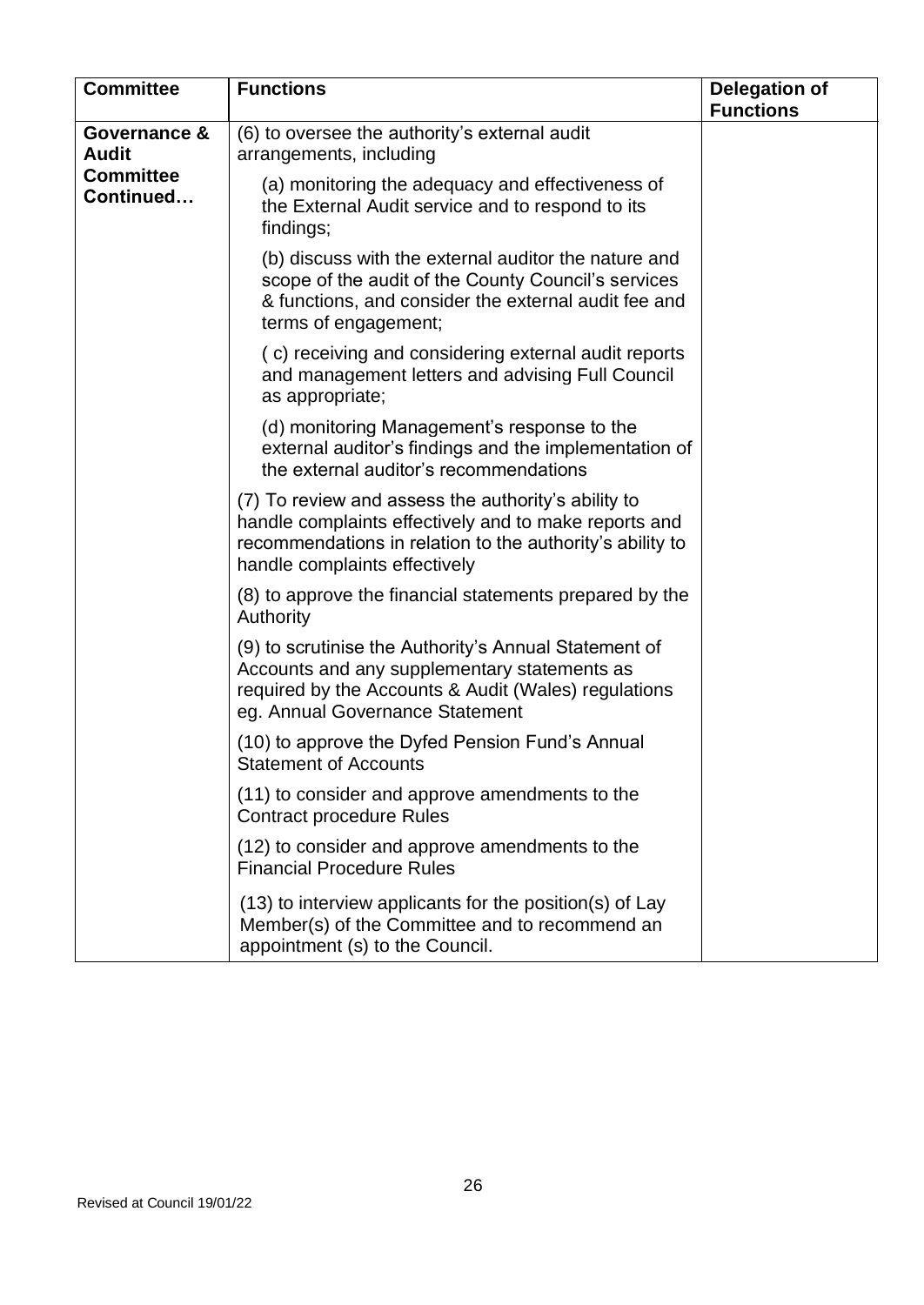| Committee | Functions | Delegation of Functions |
|---|---|---|
| **Governance & Audit Committee Continued…** | (6) to oversee the authority's external audit arrangements, including<br><br>(a) monitoring the adequacy and effectiveness of the External Audit service and to respond to its findings;<br><br>(b) discuss with the external auditor the nature and scope of the audit of the County Council's services & functions, and consider the external audit fee and terms of engagement;<br><br>( c) receiving and considering external audit reports and management letters and advising Full Council as appropriate;<br><br>(d) monitoring Management's response to the external auditor's findings and the implementation of the external auditor's recommendations | |
| | (7) To review and assess the authority's ability to handle complaints effectively and to make reports and recommendations in relation to the authority's ability to handle complaints effectively | |
| | (8) to approve the financial statements prepared by the Authority | |
| | (9) to scrutinise the Authority's Annual Statement of Accounts and any supplementary statements as required by the Accounts & Audit (Wales) regulations eg. Annual Governance Statement | |
| | (10) to approve the Dyfed Pension Fund's Annual Statement of Accounts | |
| | (11) to consider and approve amendments to the Contract procedure Rules | |
| | (12) to consider and approve amendments to the Financial Procedure Rules | |
| | (13) to interview applicants for the position(s) of Lay Member(s) of the Committee and to recommend an appointment (s) to the Council. | |

Revised at Council 19/01/22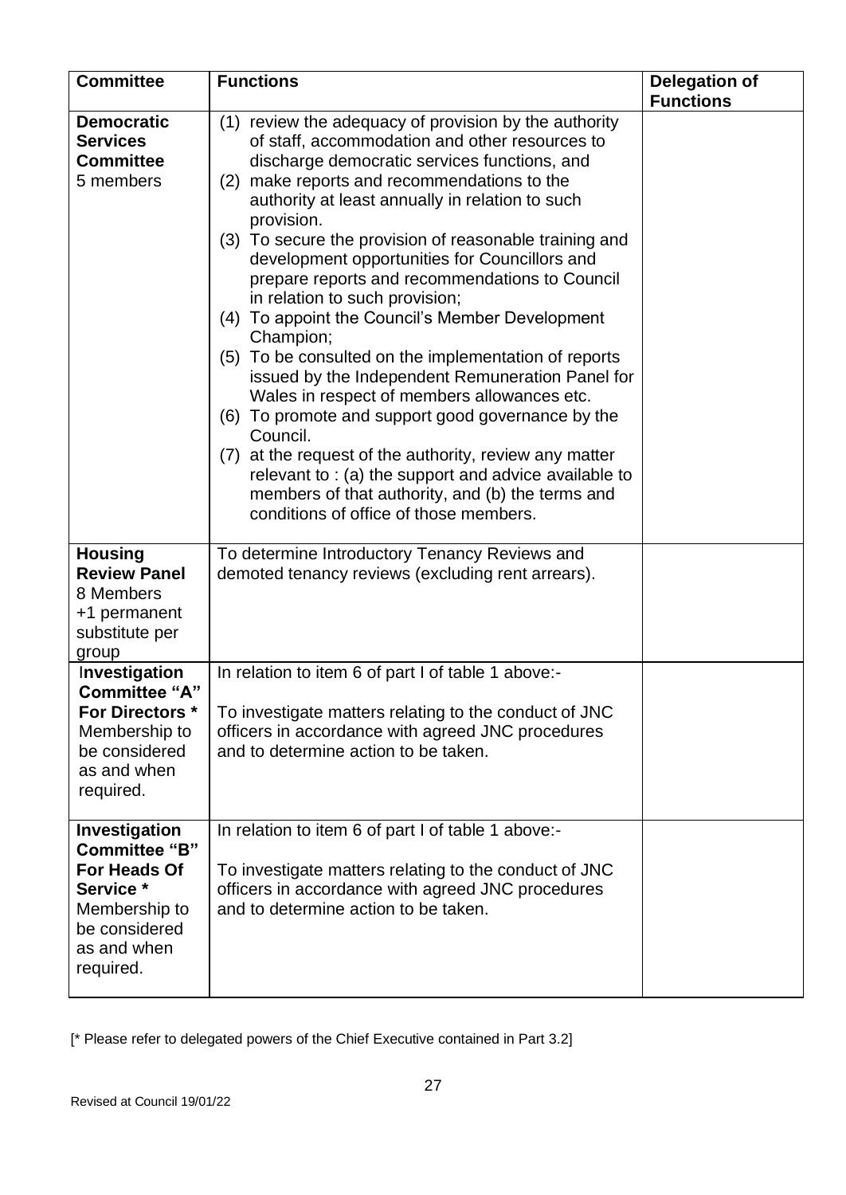| Committee | Functions | Delegation of Functions |
|---|---|---|
| **Democratic Services Committee** 5 members | (1) review the adequacy of provision by the authority of staff, accommodation and other resources to discharge democratic services functions, and<br>(2) make reports and recommendations to the authority at least annually in relation to such provision.<br>(3) To secure the provision of reasonable training and development opportunities for Councillors and prepare reports and recommendations to Council in relation to such provision;<br>(4) To appoint the Council's Member Development Champion;<br>(5) To be consulted on the implementation of reports issued by the Independent Remuneration Panel for Wales in respect of members allowances etc.<br>(6) To promote and support good governance by the Council.<br>(7) at the request of the authority, review any matter relevant to : (a) the support and advice available to members of that authority, and (b) the terms and conditions of office of those members. | |
| **Housing Review Panel** 8 Members +1 permanent substitute per group | To determine Introductory Tenancy Reviews and demoted tenancy reviews (excluding rent arrears). | |
| **Investigation Committee "A" For Directors *** Membership to be considered as and when required. | In relation to item 6 of part I of table 1 above:-<br><br>To investigate matters relating to the conduct of JNC officers in accordance with agreed JNC procedures and to determine action to be taken. | |
| **Investigation Committee "B" For Heads Of Service *** Membership to be considered as and when required. | In relation to item 6 of part I of table 1 above:-<br><br>To investigate matters relating to the conduct of JNC officers in accordance with agreed JNC procedures and to determine action to be taken. | |

[* Please refer to delegated powers of the Chief Executive contained in Part 3.2]

Revised at Council 19/01/22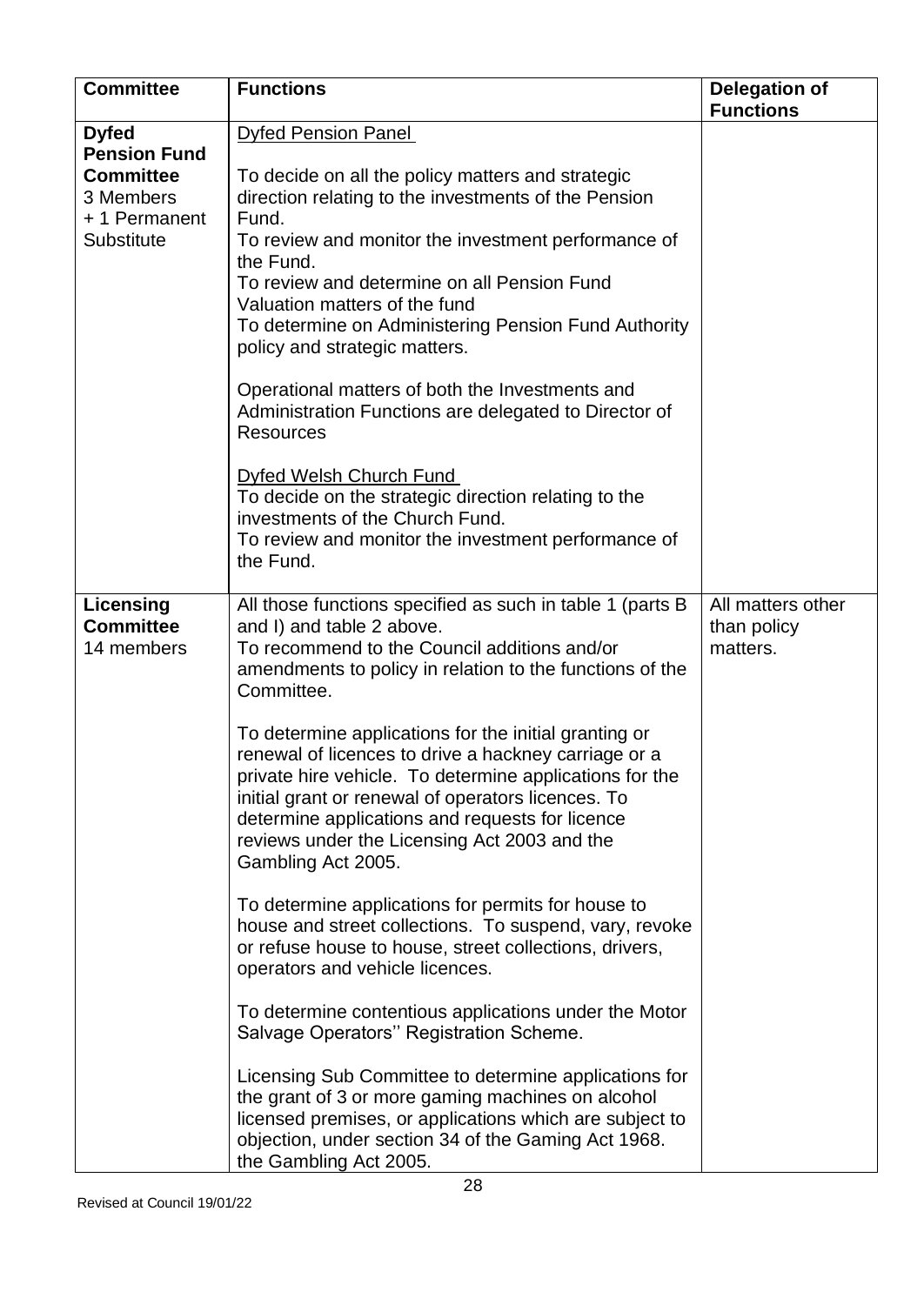| Committee | Functions | Delegation of Functions |
|---|---|---|
| **Dyfed Pension Fund Committee**<br>3 Members<br>+ 1 Permanent Substitute | Dyfed Pension Panel<br><br>To decide on all the policy matters and strategic direction relating to the investments of the Pension Fund.<br>To review and monitor the investment performance of the Fund.<br>To review and determine on all Pension Fund Valuation matters of the fund<br>To determine on Administering Pension Fund Authority policy and strategic matters.<br><br>Operational matters of both the Investments and Administration Functions are delegated to Director of Resources<br><br>Dyfed Welsh Church Fund<br>To decide on the strategic direction relating to the investments of the Church Fund.<br>To review and monitor the investment performance of the Fund. | |
| **Licensing Committee**<br>14 members | All those functions specified as such in table 1 (parts B and I) and table 2 above.<br>To recommend to the Council additions and/or amendments to policy in relation to the functions of the Committee.<br><br>To determine applications for the initial granting or renewal of licences to drive a hackney carriage or a private hire vehicle. To determine applications for the initial grant or renewal of operators licences. To determine applications and requests for licence reviews under the Licensing Act 2003 and the Gambling Act 2005.<br><br>To determine applications for permits for house to house and street collections. To suspend, vary, revoke or refuse house to house, street collections, drivers, operators and vehicle licences.<br><br>To determine contentious applications under the Motor Salvage Operators'' Registration Scheme.<br><br>Licensing Sub Committee to determine applications for the grant of 3 or more gaming machines on alcohol licensed premises, or applications which are subject to objection, under section 34 of the Gaming Act 1968. the Gambling Act 2005. | All matters other than policy matters. |

Revised at Council 19/01/22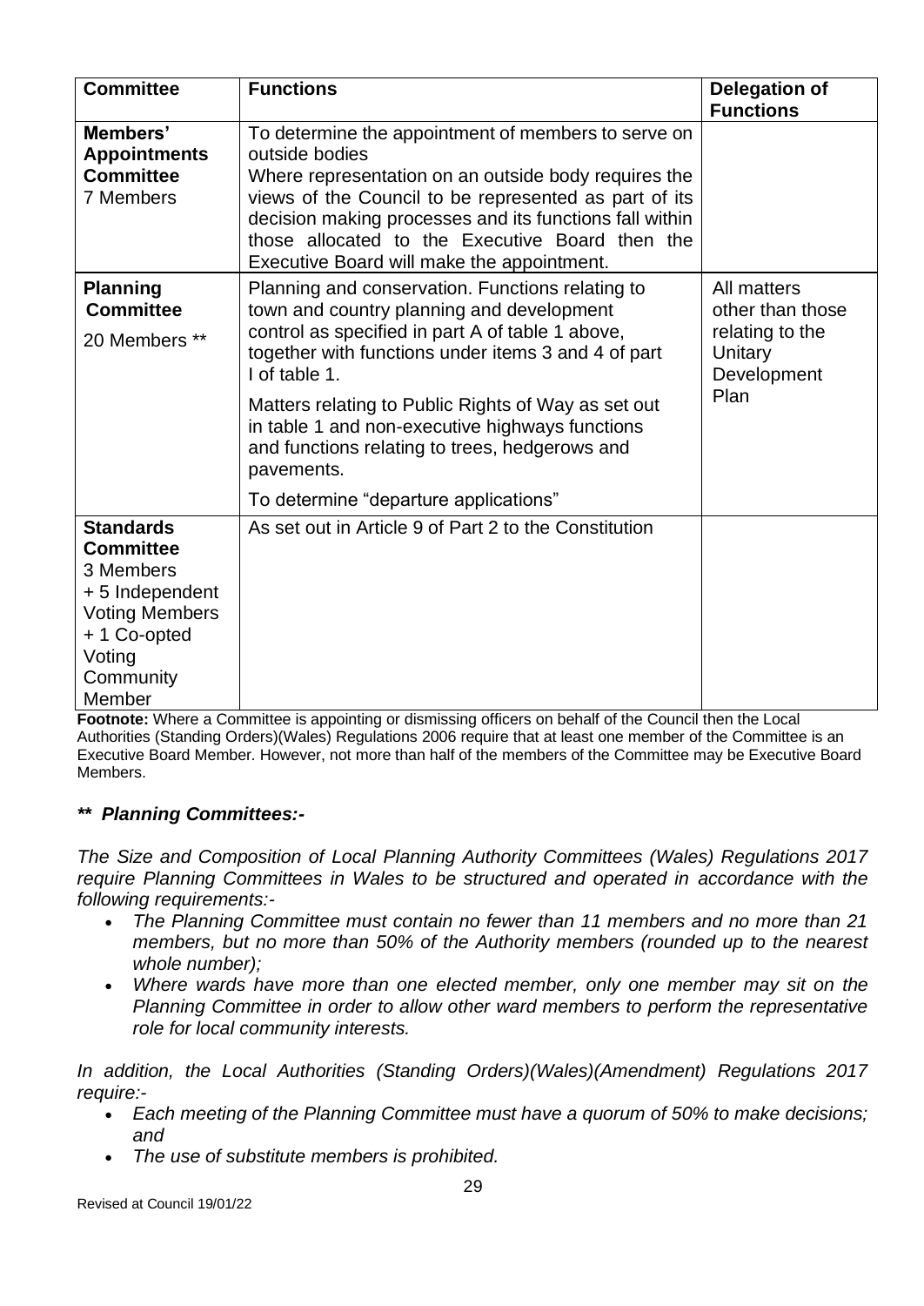| Committee | Functions | Delegation of Functions |
|---|---|---|
| **Members' Appointments Committee** 7 Members | To determine the appointment of members to serve on outside bodies<br>Where representation on an outside body requires the views of the Council to be represented as part of its decision making processes and its functions fall within those allocated to the Executive Board then the Executive Board will make the appointment. | |
| **Planning Committee** 20 Members ** | Planning and conservation. Functions relating to town and country planning and development control as specified in part A of table 1 above, together with functions under items 3 and 4 of part I of table 1.<br>Matters relating to Public Rights of Way as set out in table 1 and non-executive highways functions and functions relating to trees, hedgerows and pavements.<br>To determine "departure applications" | All matters other than those relating to the Unitary Development Plan |
| **Standards Committee** 3 Members + 5 Independent Voting Members + 1 Co-opted Voting Community Member | As set out in Article 9 of Part 2 to the Constitution | |

**Footnote:** Where a Committee is appointing or dismissing officers on behalf of the Council then the Local Authorities (Standing Orders)(Wales) Regulations 2006 require that at least one member of the Committee is an Executive Board Member. However, not more than half of the members of the Committee may be Executive Board Members.

***** *Planning Committees:-***

*The Size and Composition of Local Planning Authority Committees (Wales) Regulations 2017 require Planning Committees in Wales to be structured and operated in accordance with the following requirements:-*

- *The Planning Committee must contain no fewer than 11 members and no more than 21 members, but no more than 50% of the Authority members (rounded up to the nearest whole number);*
- *Where wards have more than one elected member, only one member may sit on the Planning Committee in order to allow other ward members to perform the representative role for local community interests.*

*In addition, the Local Authorities (Standing Orders)(Wales)(Amendment) Regulations 2017 require:-*

- *Each meeting of the Planning Committee must have a quorum of 50% to make decisions; and*
- *The use of substitute members is prohibited.*

Revised at Council 19/01/22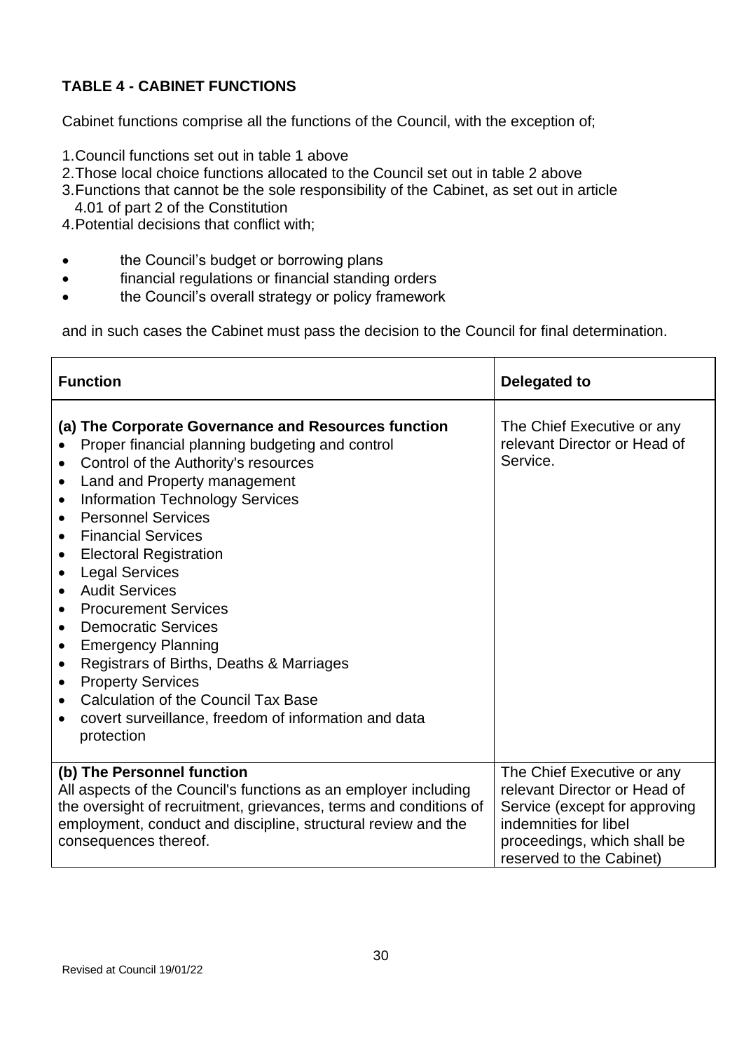### TABLE 4 - CABINET FUNCTIONS

Cabinet functions comprise all the functions of the Council, with the exception of;

1. Council functions set out in table 1 above
2. Those local choice functions allocated to the Council set out in table 2 above
3. Functions that cannot be the sole responsibility of the Cabinet, as set out in article 4.01 of part 2 of the Constitution
4. Potential decisions that conflict with;

- the Council's budget or borrowing plans
- financial regulations or financial standing orders
- the Council's overall strategy or policy framework

and in such cases the Cabinet must pass the decision to the Council for final determination.

| Function | Delegated to |
|---|---|
| **(a) The Corporate Governance and Resources function**<br>• Proper financial planning budgeting and control<br>• Control of the Authority's resources<br>• Land and Property management<br>• Information Technology Services<br>• Personnel Services<br>• Financial Services<br>• Electoral Registration<br>• Legal Services<br>• Audit Services<br>• Procurement Services<br>• Democratic Services<br>• Emergency Planning<br>• Registrars of Births, Deaths & Marriages<br>• Property Services<br>• Calculation of the Council Tax Base<br>• covert surveillance, freedom of information and data protection | The Chief Executive or any relevant Director or Head of Service. |
| **(b) The Personnel function**<br>All aspects of the Council's functions as an employer including the oversight of recruitment, grievances, terms and conditions of employment, conduct and discipline, structural review and the consequences thereof. | The Chief Executive or any relevant Director or Head of Service (except for approving indemnities for libel proceedings, which shall be reserved to the Cabinet) |

Revised at Council 19/01/22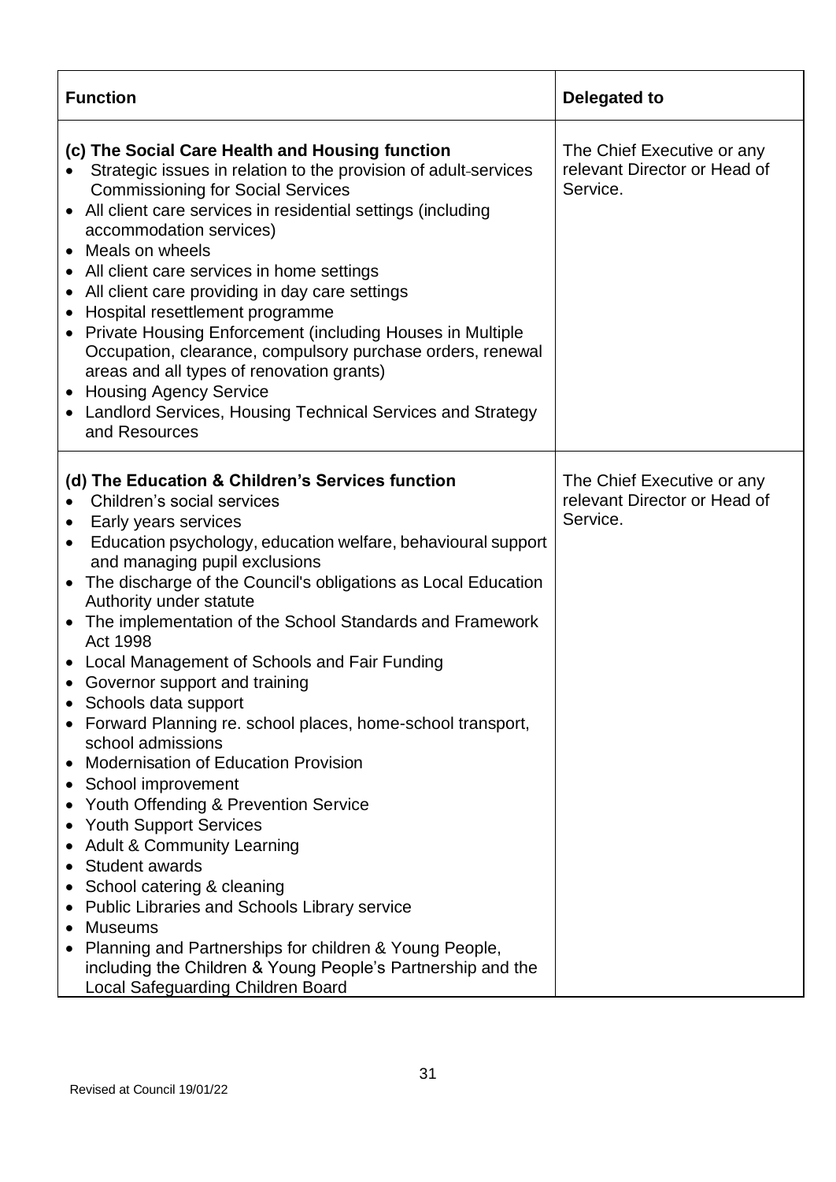| Function | Delegated to |
| --- | --- |
| **(c) The Social Care Health and Housing function**<br>• Strategic issues in relation to the provision of adult-services Commissioning for Social Services<br>• All client care services in residential settings (including accommodation services)<br>• Meals on wheels<br>• All client care services in home settings<br>• All client care providing in day care settings<br>• Hospital resettlement programme<br>• Private Housing Enforcement (including Houses in Multiple Occupation, clearance, compulsory purchase orders, renewal areas and all types of renovation grants)<br>• Housing Agency Service<br>• Landlord Services, Housing Technical Services and Strategy and Resources | The Chief Executive or any relevant Director or Head of Service. |
| **(d) The Education & Children's Services function**<br>• Children's social services<br>• Early years services<br>• Education psychology, education welfare, behavioural support and managing pupil exclusions<br>• The discharge of the Council's obligations as Local Education Authority under statute<br>• The implementation of the School Standards and Framework Act 1998<br>• Local Management of Schools and Fair Funding<br>• Governor support and training<br>• Schools data support<br>• Forward Planning re. school places, home-school transport, school admissions<br>• Modernisation of Education Provision<br>• School improvement<br>• Youth Offending & Prevention Service<br>• Youth Support Services<br>• Adult & Community Learning<br>• Student awards<br>• School catering & cleaning<br>• Public Libraries and Schools Library service<br>• Museums<br>• Planning and Partnerships for children & Young People, including the Children & Young People's Partnership and the Local Safeguarding Children Board | The Chief Executive or any relevant Director or Head of Service. |

Revised at Council 19/01/22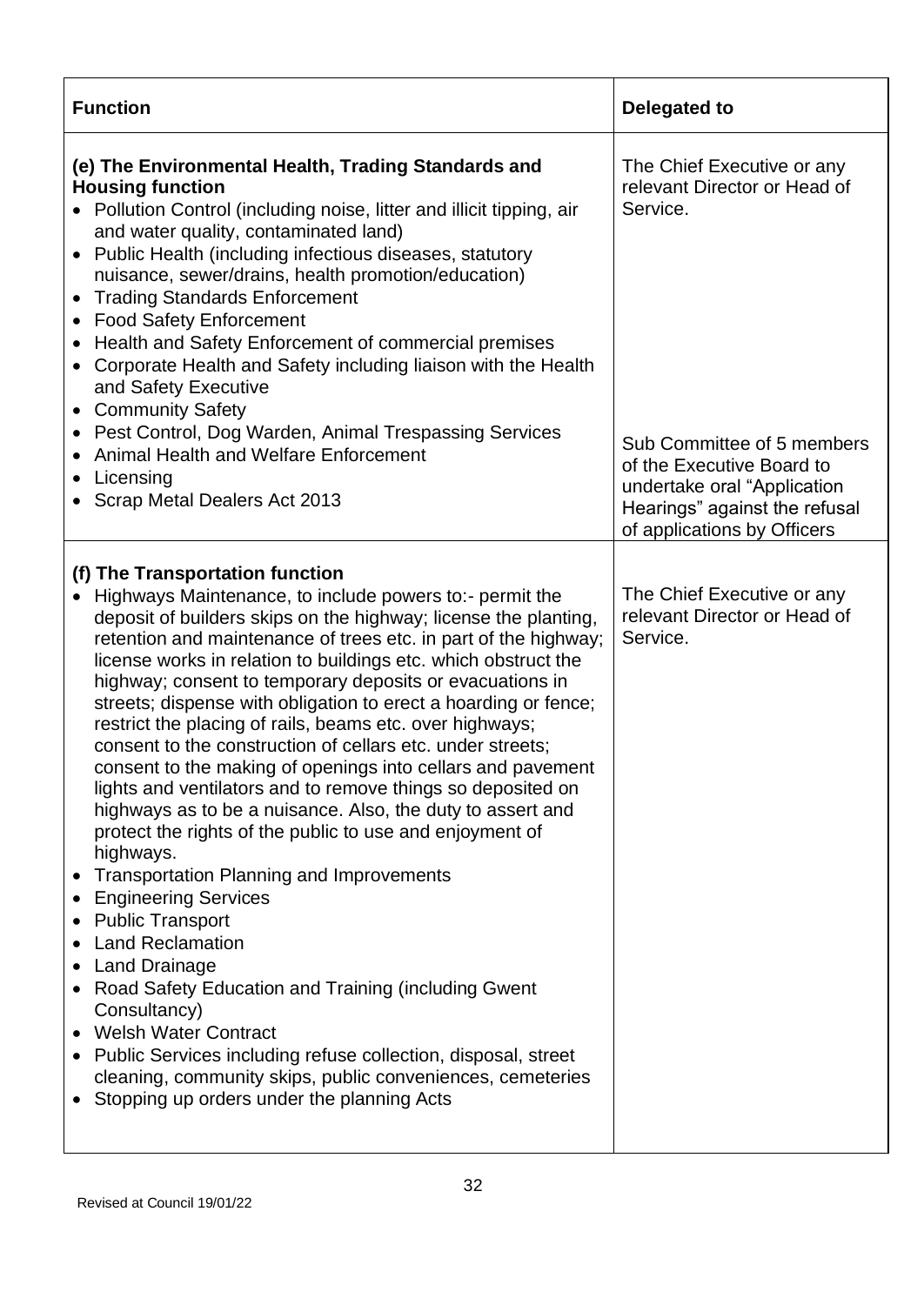| Function | Delegated to |
|---|---|
| **(e) The Environmental Health, Trading Standards and Housing function**<br>• Pollution Control (including noise, litter and illicit tipping, air and water quality, contaminated land)<br>• Public Health (including infectious diseases, statutory nuisance, sewer/drains, health promotion/education)<br>• Trading Standards Enforcement<br>• Food Safety Enforcement<br>• Health and Safety Enforcement of commercial premises<br>• Corporate Health and Safety including liaison with the Health and Safety Executive<br>• Community Safety<br>• Pest Control, Dog Warden, Animal Trespassing Services<br>• Animal Health and Welfare Enforcement<br>• Licensing<br>• Scrap Metal Dealers Act 2013 | The Chief Executive or any relevant Director or Head of Service.<br><br>Sub Committee of 5 members of the Executive Board to undertake oral "Application Hearings" against the refusal of applications by Officers |
| **(f) The Transportation function**<br>• Highways Maintenance, to include powers to:- permit the deposit of builders skips on the highway; license the planting, retention and maintenance of trees etc. in part of the highway; license works in relation to buildings etc. which obstruct the highway; consent to temporary deposits or evacuations in streets; dispense with obligation to erect a hoarding or fence; restrict the placing of rails, beams etc. over highways; consent to the construction of cellars etc. under streets; consent to the making of openings into cellars and pavement lights and ventilators and to remove things so deposited on highways as to be a nuisance. Also, the duty to assert and protect the rights of the public to use and enjoyment of highways.<br>• Transportation Planning and Improvements<br>• Engineering Services<br>• Public Transport<br>• Land Reclamation<br>• Land Drainage<br>• Road Safety Education and Training (including Gwent Consultancy)<br>• Welsh Water Contract<br>• Public Services including refuse collection, disposal, street cleaning, community skips, public conveniences, cemeteries<br>• Stopping up orders under the planning Acts | The Chief Executive or any relevant Director or Head of Service. |

Revised at Council 19/01/22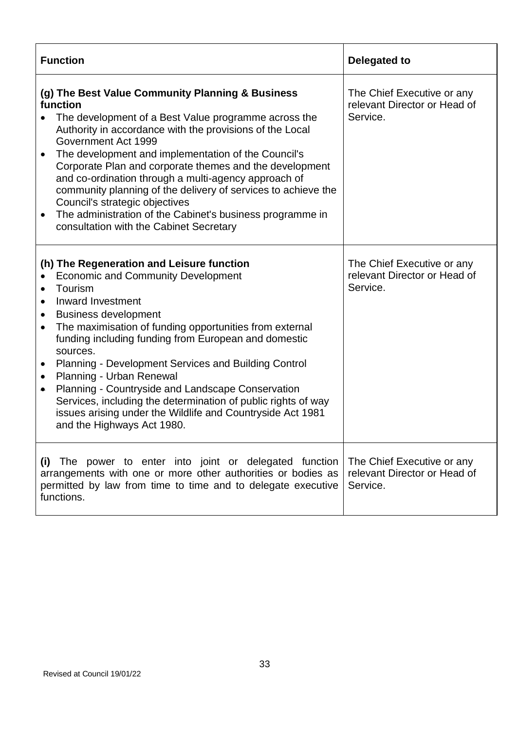| Function | Delegated to |
| --- | --- |
| **(g) The Best Value Community Planning & Business function**<br>• The development of a Best Value programme across the Authority in accordance with the provisions of the Local Government Act 1999<br>• The development and implementation of the Council's Corporate Plan and corporate themes and the development and co-ordination through a multi-agency approach of community planning of the delivery of services to achieve the Council's strategic objectives<br>• The administration of the Cabinet's business programme in consultation with the Cabinet Secretary | The Chief Executive or any relevant Director or Head of Service. |
| **(h) The Regeneration and Leisure function**<br>• Economic and Community Development<br>• Tourism<br>• Inward Investment<br>• Business development<br>• The maximisation of funding opportunities from external funding including funding from European and domestic sources.<br>• Planning - Development Services and Building Control<br>• Planning - Urban Renewal<br>• Planning - Countryside and Landscape Conservation Services, including the determination of public rights of way issues arising under the Wildlife and Countryside Act 1981 and the Highways Act 1980. | The Chief Executive or any relevant Director or Head of Service. |
| **(i)** The power to enter into joint or delegated function arrangements with one or more other authorities or bodies as permitted by law from time to time and to delegate executive functions. | The Chief Executive or any relevant Director or Head of Service. |

Revised at Council 19/01/22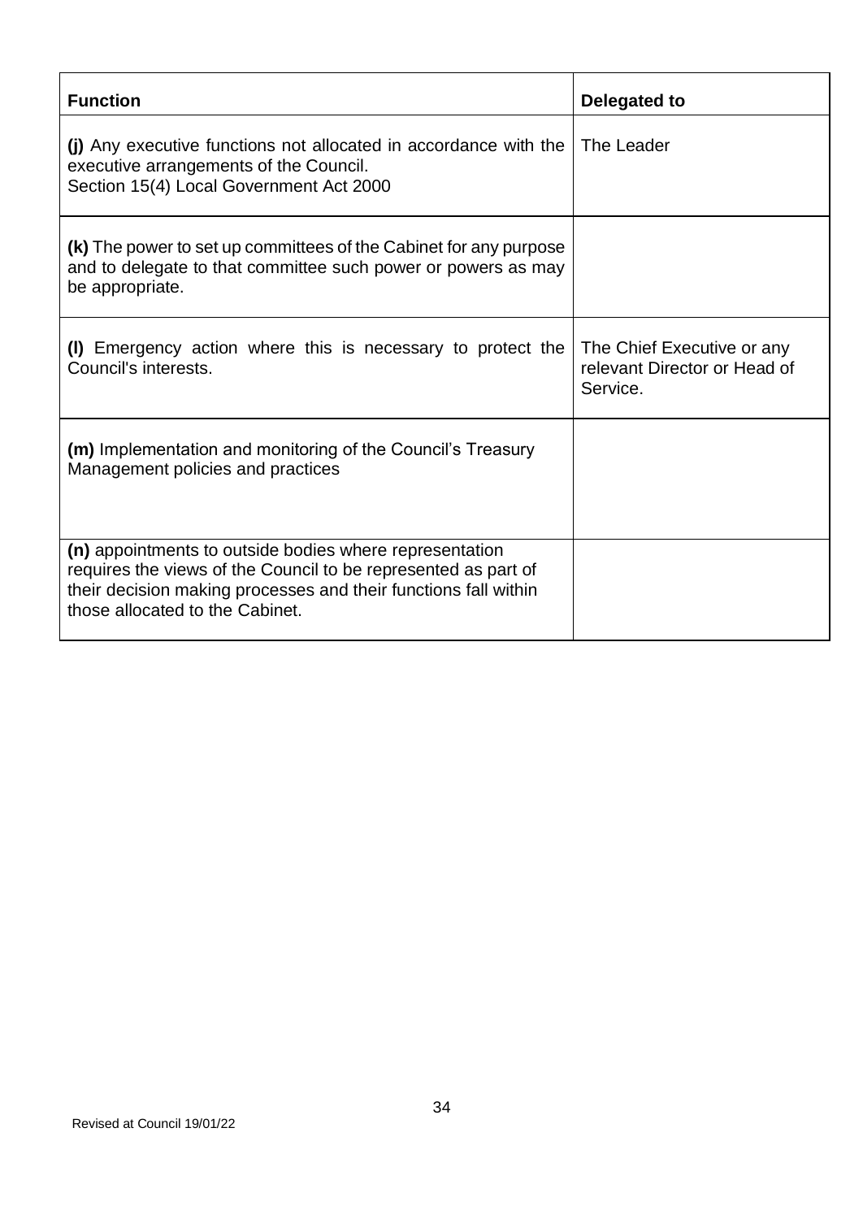| Function | Delegated to |
| --- | --- |
| **(j)** Any executive functions not allocated in accordance with the executive arrangements of the Council.<br>Section 15(4) Local Government Act 2000 | The Leader |
| **(k)** The power to set up committees of the Cabinet for any purpose and to delegate to that committee such power or powers as may be appropriate. | |
| **(l)** Emergency action where this is necessary to protect the Council's interests. | The Chief Executive or any relevant Director or Head of Service. |
| **(m)** Implementation and monitoring of the Council's Treasury Management policies and practices | |
| **(n)** appointments to outside bodies where representation requires the views of the Council to be represented as part of their decision making processes and their functions fall within those allocated to the Cabinet. | |

Revised at Council 19/01/22